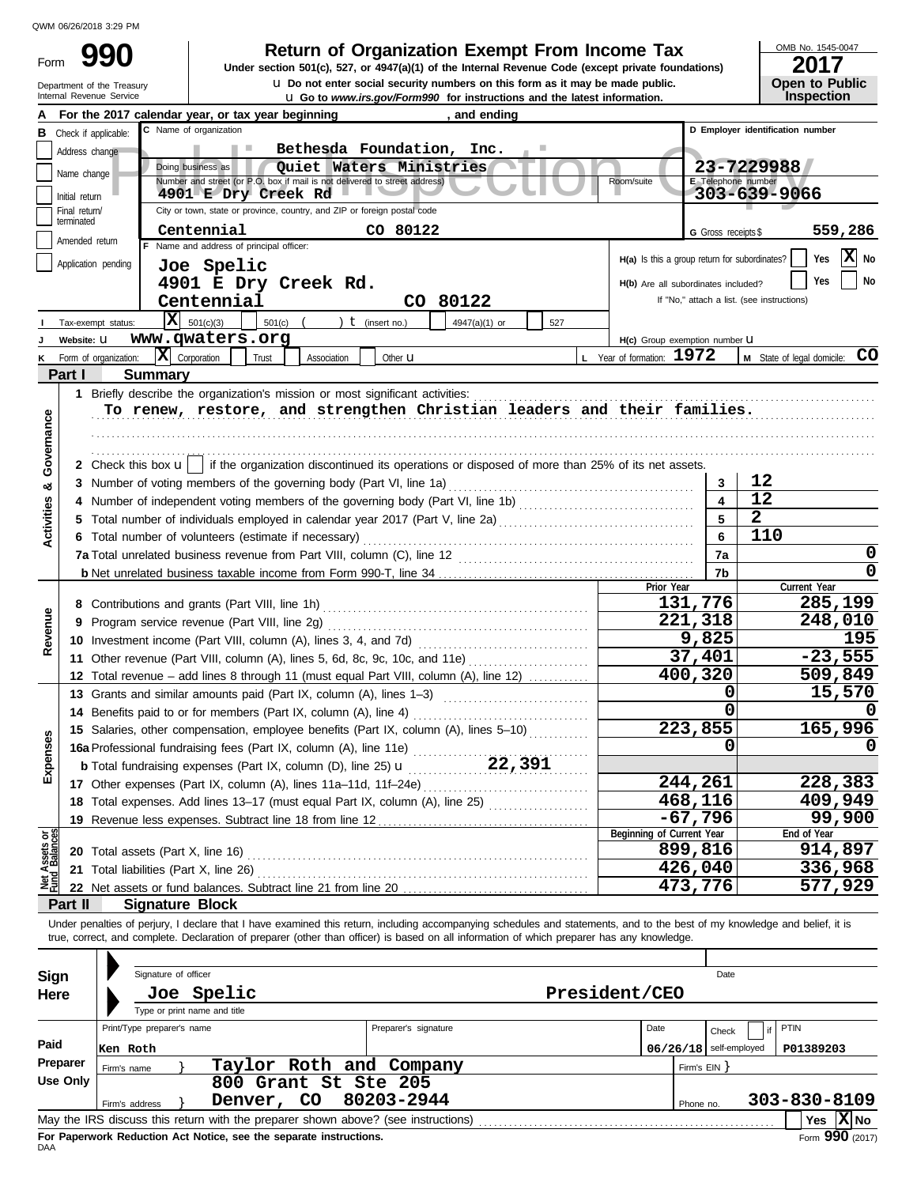QWM 06/26/2018 3:29 PM

Form **990**

Department of the Treasury
Internal Revenue Service

# Return of Organization Exempt From Income Tax

**Under section 501(c), 527, or 4947(a)(1) of the Internal Revenue Code (except private foundations)**

u Do not enter social security numbers on this form as it may be made public.
u Go to *www.irs.gov/Form990* for instructions and the latest information.

OMB No. 1545-0047
**2017**
**Open to Public Inspection**

Public Inspection Copy

**A** For the 2017 calendar year, or tax year beginning , and ending

**B** Check if applicable:
- Address change
- Name change
- Initial return
- Final return/terminated
- Amended return
- Application pending

**C** Name of organization: Bethesda Foundation, Inc.
Doing business as: Quiet Waters Ministries
Number and street (or P.O. box if mail is not delivered to street address): 4901 E Dry Creek Rd — Room/suite:
City or town, state or province, country, and ZIP or foreign postal code: Centennial CO 80122

**D** Employer identification number: 23-7229988
**E** Telephone number: 303-639-9066
**G** Gross receipts $ 559,286

**F** Name and address of principal officer:
Joe Spelic
4901 E Dry Creek Rd.
Centennial CO 80122

H(a) Is this a group return for subordinates? Yes [ ] No [X]
H(b) Are all subordinates included? Yes [ ] No [ ]
If "No," attach a list. (see instructions)
H(c) Group exemption number u

**I** Tax-exempt status: [X] 501(c)(3) [ ] 501(c) ( ) t (insert no.) [ ] 4947(a)(1) or [ ] 527

**J** Website: u www.qwaters.org

**K** Form of organization: [X] Corporation [ ] Trust [ ] Association [ ] Other u
**L** Year of formation: 1972
**M** State of legal domicile: CO

## Part I Summary

**Activities & Governance**

1 Briefly describe the organization's mission or most significant activities:
To renew, restore, and strengthen Christian leaders and their families.

2 Check this box u [ ] if the organization discontinued its operations or disposed of more than 25% of its net assets.

| | | |
|---|---|---|
| 3 Number of voting members of the governing body (Part VI, line 1a) | 3 | 12 |
| 4 Number of independent voting members of the governing body (Part VI, line 1b) | 4 | 12 |
| 5 Total number of individuals employed in calendar year 2017 (Part V, line 2a) | 5 | 2 |
| 6 Total number of volunteers (estimate if necessary) | 6 | 110 |
| 7a Total unrelated business revenue from Part VIII, column (C), line 12 | 7a | 0 |
| b Net unrelated business taxable income from Form 990-T, line 34 | 7b | 0 |

| | Prior Year | Current Year |
|---|---|---|
| **Revenue** | | |
| 8 Contributions and grants (Part VIII, line 1h) | 131,776 | 285,199 |
| 9 Program service revenue (Part VIII, line 2g) | 221,318 | 248,010 |
| 10 Investment income (Part VIII, column (A), lines 3, 4, and 7d) | 9,825 | 195 |
| 11 Other revenue (Part VIII, column (A), lines 5, 6d, 8c, 9c, 10c, and 11e) | 37,401 | -23,555 |
| 12 Total revenue – add lines 8 through 11 (must equal Part VIII, column (A), line 12) | 400,320 | 509,849 |
| **Expenses** | | |
| 13 Grants and similar amounts paid (Part IX, column (A), lines 1–3) | 0 | 15,570 |
| 14 Benefits paid to or for members (Part IX, column (A), line 4) | 0 | 0 |
| 15 Salaries, other compensation, employee benefits (Part IX, column (A), lines 5–10) | 223,855 | 165,996 |
| 16a Professional fundraising fees (Part IX, column (A), line 11e) | 0 | 0 |
| b Total fundraising expenses (Part IX, column (D), line 25) u 22,391 | | |
| 17 Other expenses (Part IX, column (A), lines 11a–11d, 11f–24e) | 244,261 | 228,383 |
| 18 Total expenses. Add lines 13–17 (must equal Part IX, column (A), line 25) | 468,116 | 409,949 |
| 19 Revenue less expenses. Subtract line 18 from line 12 | -67,796 | 99,900 |

| **Net Assets or Fund Balances** | Beginning of Current Year | End of Year |
|---|---|---|
| 20 Total assets (Part X, line 16) | 899,816 | 914,897 |
| 21 Total liabilities (Part X, line 26) | 426,040 | 336,968 |
| 22 Net assets or fund balances. Subtract line 21 from line 20 | 473,776 | 577,929 |

## Part II Signature Block

Under penalties of perjury, I declare that I have examined this return, including accompanying schedules and statements, and to the best of my knowledge and belief, it is true, correct, and complete. Declaration of preparer (other than officer) is based on all information of which preparer has any knowledge.

**Sign Here**

Signature of officer — Date

Joe Spelic — President/CEO
Type or print name and title

**Paid Preparer Use Only**

| Print/Type preparer's name | Preparer's signature | Date | Check [ ] if self-employed | PTIN |
|---|---|---|---|---|
| Ken Roth | | 06/26/18 | | P01389203 |

Firm's name } Taylor Roth and Company — Firm's EIN }
Firm's address } 800 Grant St Ste 205, Denver, CO 80203-2944 — Phone no. 303-830-8109

May the IRS discuss this return with the preparer shown above? (see instructions) Yes [ ] No [X]

**For Paperwork Reduction Act Notice, see the separate instructions.**

DAA

Form **990** (2017)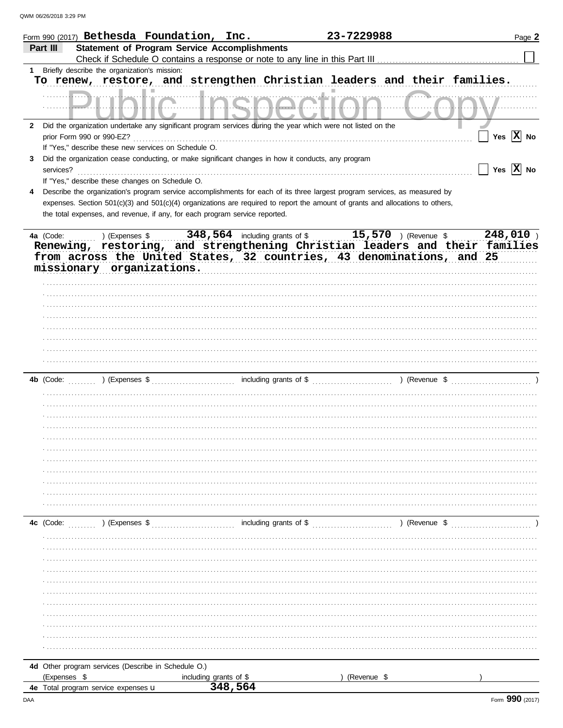Form 990 (2017) **Bethesda Foundation, Inc.** **23-7229988**

## Part III Statement of Program Service Accomplishments

Check if Schedule O contains a response or note to any line in this Part III ☐

**1** Briefly describe the organization's mission:

To renew, restore, and strengthen Christian leaders and their families.

Public Inspection Copy

**2** Did the organization undertake any significant program services during the year which were not listed on the prior Form 990 or 990-EZ? ☐ Yes ☒ No

If "Yes," describe these new services on Schedule O.

**3** Did the organization cease conducting, or make significant changes in how it conducts, any program services? ☐ Yes ☒ No

If "Yes," describe these changes on Schedule O.

**4** Describe the organization's program service accomplishments for each of its three largest program services, as measured by expenses. Section 501(c)(3) and 501(c)(4) organizations are required to report the amount of grants and allocations to others, the total expenses, and revenue, if any, for each program service reported.

**4a** (Code: ) (Expenses $ 348,564 including grants of $ 15,570 ) (Revenue $ 248,010 )

Renewing, restoring, and strengthening Christian leaders and their families from across the United States, 32 countries, 43 denominations, and 25 missionary organizations.

**4b** (Code: ) (Expenses $ including grants of $ ) (Revenue $ )

**4c** (Code: ) (Expenses $ including grants of $ ) (Revenue $ )

**4d** Other program services (Describe in Schedule O.)

(Expenses $ including grants of $ ) (Revenue $ )

**4e** Total program service expenses 348,564

Form **990** (2017)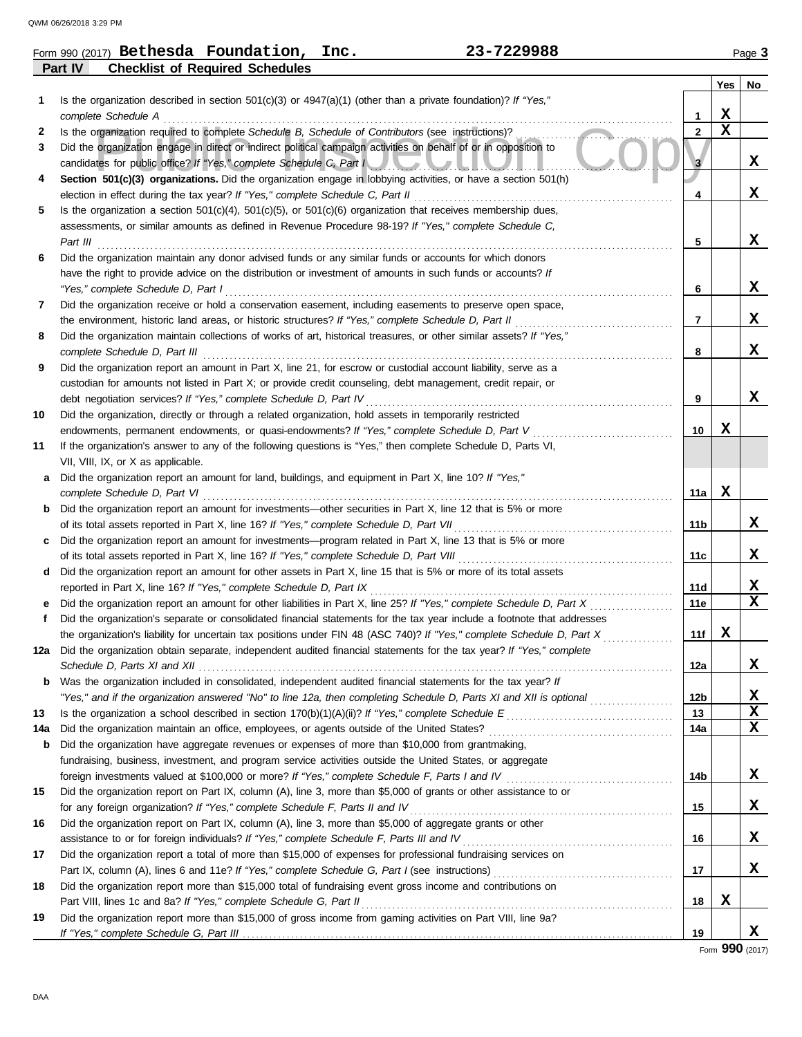Form 990 (2017) **Bethesda Foundation, Inc.** **23-7229988**

## Part IV Checklist of Required Schedules

| | | | Yes | No |
|---|---|---|---|---|
| 1 | Is the organization described in section 501(c)(3) or 4947(a)(1) (other than a private foundation)? *If "Yes," complete Schedule A* | 1 | X | |
| 2 | Is the organization required to complete *Schedule B, Schedule of Contributors* (see instructions)? | 2 | X | |
| 3 | Did the organization engage in direct or indirect political campaign activities on behalf of or in opposition to candidates for public office? *If "Yes," complete Schedule C, Part I* | 3 | | X |
| 4 | **Section 501(c)(3) organizations.** Did the organization engage in lobbying activities, or have a section 501(h) election in effect during the tax year? *If "Yes," complete Schedule C, Part II* | 4 | | X |
| 5 | Is the organization a section 501(c)(4), 501(c)(5), or 501(c)(6) organization that receives membership dues, assessments, or similar amounts as defined in Revenue Procedure 98-19? *If "Yes," complete Schedule C, Part III* | 5 | | X |
| 6 | Did the organization maintain any donor advised funds or any similar funds or accounts for which donors have the right to provide advice on the distribution or investment of amounts in such funds or accounts? *If "Yes," complete Schedule D, Part I* | 6 | | X |
| 7 | Did the organization receive or hold a conservation easement, including easements to preserve open space, the environment, historic land areas, or historic structures? *If "Yes," complete Schedule D, Part II* | 7 | | X |
| 8 | Did the organization maintain collections of works of art, historical treasures, or other similar assets? *If "Yes," complete Schedule D, Part III* | 8 | | X |
| 9 | Did the organization report an amount in Part X, line 21, for escrow or custodial account liability, serve as a custodian for amounts not listed in Part X; or provide credit counseling, debt management, credit repair, or debt negotiation services? *If "Yes," complete Schedule D, Part IV* | 9 | | X |
| 10 | Did the organization, directly or through a related organization, hold assets in temporarily restricted endowments, permanent endowments, or quasi-endowments? *If "Yes," complete Schedule D, Part V* | 10 | X | |
| 11 | If the organization's answer to any of the following questions is "Yes," then complete Schedule D, Parts VI, VII, VIII, IX, or X as applicable. | | | |
| a | Did the organization report an amount for land, buildings, and equipment in Part X, line 10? *If "Yes," complete Schedule D, Part VI* | 11a | X | |
| b | Did the organization report an amount for investments—other securities in Part X, line 12 that is 5% or more of its total assets reported in Part X, line 16? *If "Yes," complete Schedule D, Part VII* | 11b | | X |
| c | Did the organization report an amount for investments—program related in Part X, line 13 that is 5% or more of its total assets reported in Part X, line 16? *If "Yes," complete Schedule D, Part VIII* | 11c | | X |
| d | Did the organization report an amount for other assets in Part X, line 15 that is 5% or more of its total assets reported in Part X, line 16? *If "Yes," complete Schedule D, Part IX* | 11d | | X |
| e | Did the organization report an amount for other liabilities in Part X, line 25? *If "Yes," complete Schedule D, Part X* | 11e | | X |
| f | Did the organization's separate or consolidated financial statements for the tax year include a footnote that addresses the organization's liability for uncertain tax positions under FIN 48 (ASC 740)? *If "Yes," complete Schedule D, Part X* | 11f | X | |
| 12a | Did the organization obtain separate, independent audited financial statements for the tax year? *If "Yes," complete Schedule D, Parts XI and XII* | 12a | | X |
| b | Was the organization included in consolidated, independent audited financial statements for the tax year? *If "Yes," and if the organization answered "No" to line 12a, then completing Schedule D, Parts XI and XII is optional* | 12b | | X |
| 13 | Is the organization a school described in section 170(b)(1)(A)(ii)? *If "Yes," complete Schedule E* | 13 | | X |
| 14a | Did the organization maintain an office, employees, or agents outside of the United States? | 14a | | X |
| b | Did the organization have aggregate revenues or expenses of more than $10,000 from grantmaking, fundraising, business, investment, and program service activities outside the United States, or aggregate foreign investments valued at $100,000 or more? *If "Yes," complete Schedule F, Parts I and IV* | 14b | | X |
| 15 | Did the organization report on Part IX, column (A), line 3, more than $5,000 of grants or other assistance to or for any foreign organization? *If "Yes," complete Schedule F, Parts II and IV* | 15 | | X |
| 16 | Did the organization report on Part IX, column (A), line 3, more than $5,000 of aggregate grants or other assistance to or for foreign individuals? *If "Yes," complete Schedule F, Parts III and IV* | 16 | | X |
| 17 | Did the organization report a total of more than $15,000 of expenses for professional fundraising services on Part IX, column (A), lines 6 and 11e? *If "Yes," complete Schedule G, Part I* (see instructions) | 17 | | X |
| 18 | Did the organization report more than $15,000 total of fundraising event gross income and contributions on Part VIII, lines 1c and 8a? *If "Yes," complete Schedule G, Part II* | 18 | X | |
| 19 | Did the organization report more than $15,000 of gross income from gaming activities on Part VIII, line 9a? *If "Yes," complete Schedule G, Part III* | 19 | | X |

Form **990** (2017)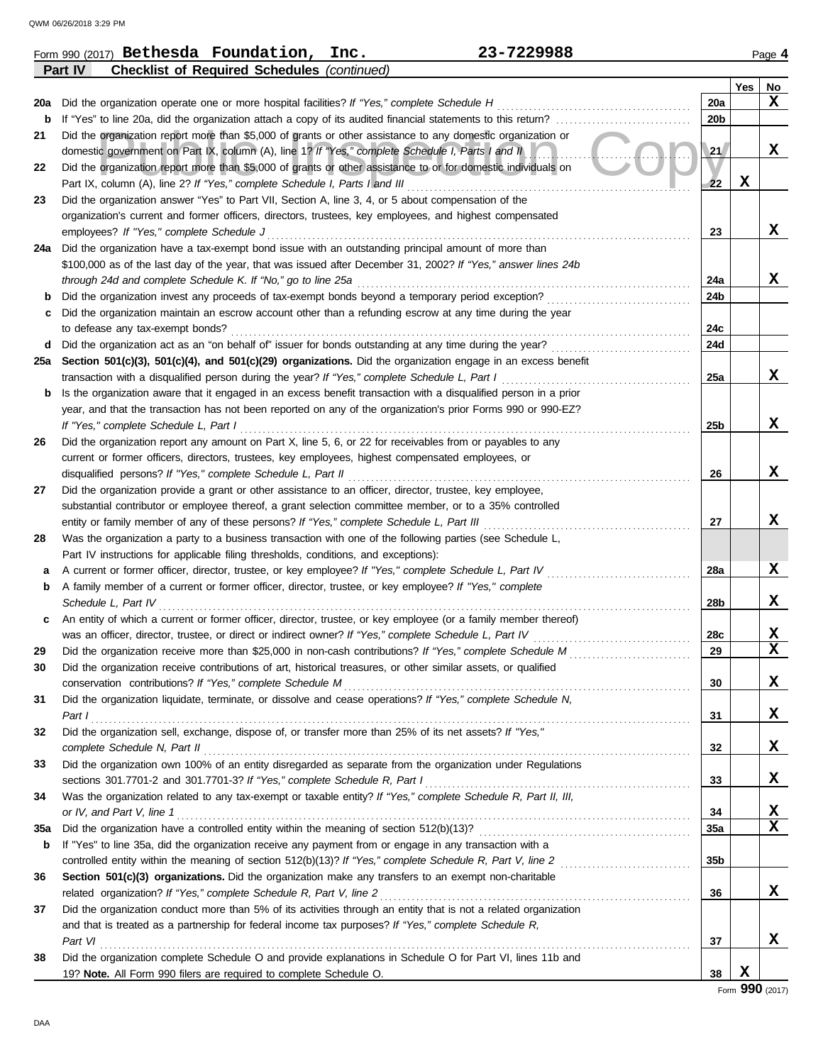Form 990 (2017) **Bethesda Foundation, Inc.** **23-7229988** Page **4**

**Part IV** **Checklist of Required Schedules** *(continued)*

| | | | Yes | No |
|---|---|---|---|---|
| 20a | Did the organization operate one or more hospital facilities? *If "Yes," complete Schedule H* | 20a | | X |
| b | If "Yes" to line 20a, did the organization attach a copy of its audited financial statements to this return? | 20b | | |
| 21 | Did the organization report more than $5,000 of grants or other assistance to any domestic organization or domestic government on Part IX, column (A), line 1? *If "Yes," complete Schedule I, Parts I and II* | 21 | | X |
| 22 | Did the organization report more than $5,000 of grants or other assistance to or for domestic individuals on Part IX, column (A), line 2? *If "Yes," complete Schedule I, Parts I and III* | 22 | X | |
| 23 | Did the organization answer "Yes" to Part VII, Section A, line 3, 4, or 5 about compensation of the organization's current and former officers, directors, trustees, key employees, and highest compensated employees? *If "Yes," complete Schedule J* | 23 | | X |
| 24a | Did the organization have a tax-exempt bond issue with an outstanding principal amount of more than $100,000 as of the last day of the year, that was issued after December 31, 2002? *If "Yes," answer lines 24b through 24d and complete Schedule K. If "No," go to line 25a* | 24a | | X |
| b | Did the organization invest any proceeds of tax-exempt bonds beyond a temporary period exception? | 24b | | |
| c | Did the organization maintain an escrow account other than a refunding escrow at any time during the year to defease any tax-exempt bonds? | 24c | | |
| d | Did the organization act as an "on behalf of" issuer for bonds outstanding at any time during the year? | 24d | | |
| 25a | **Section 501(c)(3), 501(c)(4), and 501(c)(29) organizations.** Did the organization engage in an excess benefit transaction with a disqualified person during the year? *If "Yes," complete Schedule L, Part I* | 25a | | X |
| b | Is the organization aware that it engaged in an excess benefit transaction with a disqualified person in a prior year, and that the transaction has not been reported on any of the organization's prior Forms 990 or 990-EZ? *If "Yes," complete Schedule L, Part I* | 25b | | X |
| 26 | Did the organization report any amount on Part X, line 5, 6, or 22 for receivables from or payables to any current or former officers, directors, trustees, key employees, highest compensated employees, or disqualified persons? *If "Yes," complete Schedule L, Part II* | 26 | | X |
| 27 | Did the organization provide a grant or other assistance to an officer, director, trustee, key employee, substantial contributor or employee thereof, a grant selection committee member, or to a 35% controlled entity or family member of any of these persons? *If "Yes," complete Schedule L, Part III* | 27 | | X |
| 28 | Was the organization a party to a business transaction with one of the following parties (see Schedule L, Part IV instructions for applicable filing thresholds, conditions, and exceptions): | | | |
| a | A current or former officer, director, trustee, or key employee? *If "Yes," complete Schedule L, Part IV* | 28a | | X |
| b | A family member of a current or former officer, director, trustee, or key employee? *If "Yes," complete Schedule L, Part IV* | 28b | | X |
| c | An entity of which a current or former officer, director, trustee, or key employee (or a family member thereof) was an officer, director, trustee, or direct or indirect owner? *If "Yes," complete Schedule L, Part IV* | 28c | | X |
| 29 | Did the organization receive more than $25,000 in non-cash contributions? *If "Yes," complete Schedule M* | 29 | | X |
| 30 | Did the organization receive contributions of art, historical treasures, or other similar assets, or qualified conservation contributions? *If "Yes," complete Schedule M* | 30 | | X |
| 31 | Did the organization liquidate, terminate, or dissolve and cease operations? *If "Yes," complete Schedule N, Part I* | 31 | | X |
| 32 | Did the organization sell, exchange, dispose of, or transfer more than 25% of its net assets? *If "Yes," complete Schedule N, Part II* | 32 | | X |
| 33 | Did the organization own 100% of an entity disregarded as separate from the organization under Regulations sections 301.7701-2 and 301.7701-3? *If "Yes," complete Schedule R, Part I* | 33 | | X |
| 34 | Was the organization related to any tax-exempt or taxable entity? *If "Yes," complete Schedule R, Part II, III, or IV, and Part V, line 1* | 34 | | X |
| 35a | Did the organization have a controlled entity within the meaning of section 512(b)(13)? | 35a | | X |
| b | If "Yes" to line 35a, did the organization receive any payment from or engage in any transaction with a controlled entity within the meaning of section 512(b)(13)? *If "Yes," complete Schedule R, Part V, line 2* | 35b | | |
| 36 | **Section 501(c)(3) organizations.** Did the organization make any transfers to an exempt non-charitable related organization? *If "Yes," complete Schedule R, Part V, line 2* | 36 | | X |
| 37 | Did the organization conduct more than 5% of its activities through an entity that is not a related organization and that is treated as a partnership for federal income tax purposes? *If "Yes," complete Schedule R, Part VI* | 37 | | X |
| 38 | Did the organization complete Schedule O and provide explanations in Schedule O for Part VI, lines 11b and 19? **Note.** All Form 990 filers are required to complete Schedule O. | 38 | X | |

Form **990** (2017)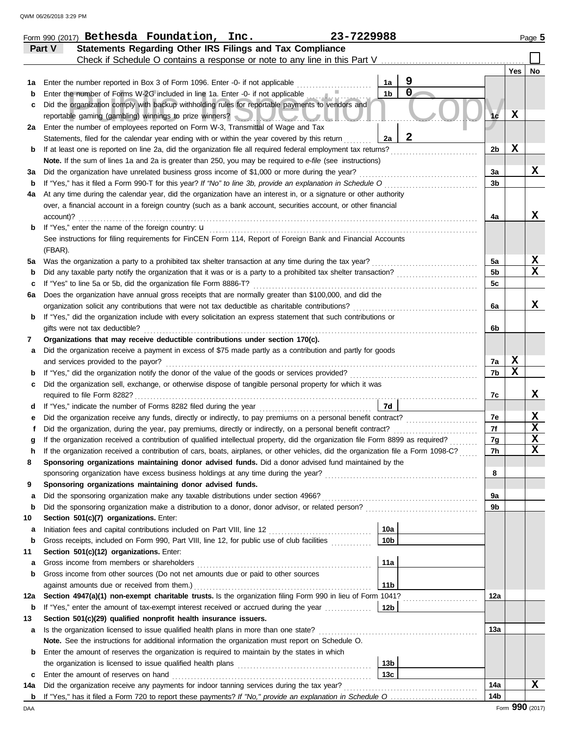Form 990 (2017) **Bethesda Foundation, Inc.** **23-7229988** Page **5**

## Part V Statements Regarding Other IRS Filings and Tax Compliance

Check if Schedule O contains a response or note to any line in this Part V ☐

| | | | | | Yes | No |
|---|---|---|---|---|---|---|
| **1a** | Enter the number reported in Box 3 of Form 1096. Enter -0- if not applicable | 1a | 9 | | | |
| **b** | Enter the number of Forms W-2G included in line 1a. Enter -0- if not applicable | 1b | 0 | | | |
| **c** | Did the organization comply with backup withholding rules for reportable payments to vendors and reportable gaming (gambling) winnings to prize winners? | | | 1c | X | |
| **2a** | Enter the number of employees reported on Form W-3, Transmittal of Wage and Tax Statements, filed for the calendar year ending with or within the year covered by this return | 2a | 2 | | | |
| **b** | If at least one is reported on line 2a, did the organization file all required federal employment tax returns? | | | 2b | X | |
| | **Note.** If the sum of lines 1a and 2a is greater than 250, you may be required to *e-file* (see instructions) | | | | | |
| **3a** | Did the organization have unrelated business gross income of $1,000 or more during the year? | | | 3a | | X |
| **b** | If "Yes," has it filed a Form 990-T for this year? *If "No" to line 3b, provide an explanation in Schedule O* | | | 3b | | |
| **4a** | At any time during the calendar year, did the organization have an interest in, or a signature or other authority over, a financial account in a foreign country (such as a bank account, securities account, or other financial account)? | | | 4a | | X |
| **b** | If "Yes," enter the name of the foreign country: u | | | | | |
| | See instructions for filing requirements for FinCEN Form 114, Report of Foreign Bank and Financial Accounts (FBAR). | | | | | |
| **5a** | Was the organization a party to a prohibited tax shelter transaction at any time during the tax year? | | | 5a | | X |
| **b** | Did any taxable party notify the organization that it was or is a party to a prohibited tax shelter transaction? | | | 5b | | X |
| **c** | If "Yes" to line 5a or 5b, did the organization file Form 8886-T? | | | 5c | | |
| **6a** | Does the organization have annual gross receipts that are normally greater than $100,000, and did the organization solicit any contributions that were not tax deductible as charitable contributions? | | | 6a | | X |
| **b** | If "Yes," did the organization include with every solicitation an express statement that such contributions or gifts were not tax deductible? | | | 6b | | |
| **7** | **Organizations that may receive deductible contributions under section 170(c).** | | | | | |
| **a** | Did the organization receive a payment in excess of $75 made partly as a contribution and partly for goods and services provided to the payor? | | | 7a | X | |
| **b** | If "Yes," did the organization notify the donor of the value of the goods or services provided? | | | 7b | X | |
| **c** | Did the organization sell, exchange, or otherwise dispose of tangible personal property for which it was required to file Form 8282? | | | 7c | | X |
| **d** | If "Yes," indicate the number of Forms 8282 filed during the year | 7d | | | | |
| **e** | Did the organization receive any funds, directly or indirectly, to pay premiums on a personal benefit contract? | | | 7e | | X |
| **f** | Did the organization, during the year, pay premiums, directly or indirectly, on a personal benefit contract? | | | 7f | | X |
| **g** | If the organization received a contribution of qualified intellectual property, did the organization file Form 8899 as required? | | | 7g | | X |
| **h** | If the organization received a contribution of cars, boats, airplanes, or other vehicles, did the organization file a Form 1098-C? | | | 7h | | X |
| **8** | **Sponsoring organizations maintaining donor advised funds.** Did a donor advised fund maintained by the sponsoring organization have excess business holdings at any time during the year? | | | 8 | | |
| **9** | **Sponsoring organizations maintaining donor advised funds.** | | | | | |
| **a** | Did the sponsoring organization make any taxable distributions under section 4966? | | | 9a | | |
| **b** | Did the sponsoring organization make a distribution to a donor, donor advisor, or related person? | | | 9b | | |
| **10** | **Section 501(c)(7) organizations.** Enter: | | | | | |
| **a** | Initiation fees and capital contributions included on Part VIII, line 12 | 10a | | | | |
| **b** | Gross receipts, included on Form 990, Part VIII, line 12, for public use of club facilities | 10b | | | | |
| **11** | **Section 501(c)(12) organizations.** Enter: | | | | | |
| **a** | Gross income from members or shareholders | 11a | | | | |
| **b** | Gross income from other sources (Do not net amounts due or paid to other sources against amounts due or received from them.) | 11b | | | | |
| **12a** | **Section 4947(a)(1) non-exempt charitable trusts.** Is the organization filing Form 990 in lieu of Form 1041? | | | 12a | | |
| **b** | If "Yes," enter the amount of tax-exempt interest received or accrued during the year | 12b | | | | |
| **13** | **Section 501(c)(29) qualified nonprofit health insurance issuers.** | | | | | |
| **a** | Is the organization licensed to issue qualified health plans in more than one state? | | | 13a | | |
| | **Note.** See the instructions for additional information the organization must report on Schedule O. | | | | | |
| **b** | Enter the amount of reserves the organization is required to maintain by the states in which the organization is licensed to issue qualified health plans | 13b | | | | |
| **c** | Enter the amount of reserves on hand | 13c | | | | |
| **14a** | Did the organization receive any payments for indoor tanning services during the tax year? | | | 14a | | X |
| **b** | If "Yes," has it filed a Form 720 to report these payments? *If "No," provide an explanation in Schedule O* | | | 14b | | |

Form **990** (2017)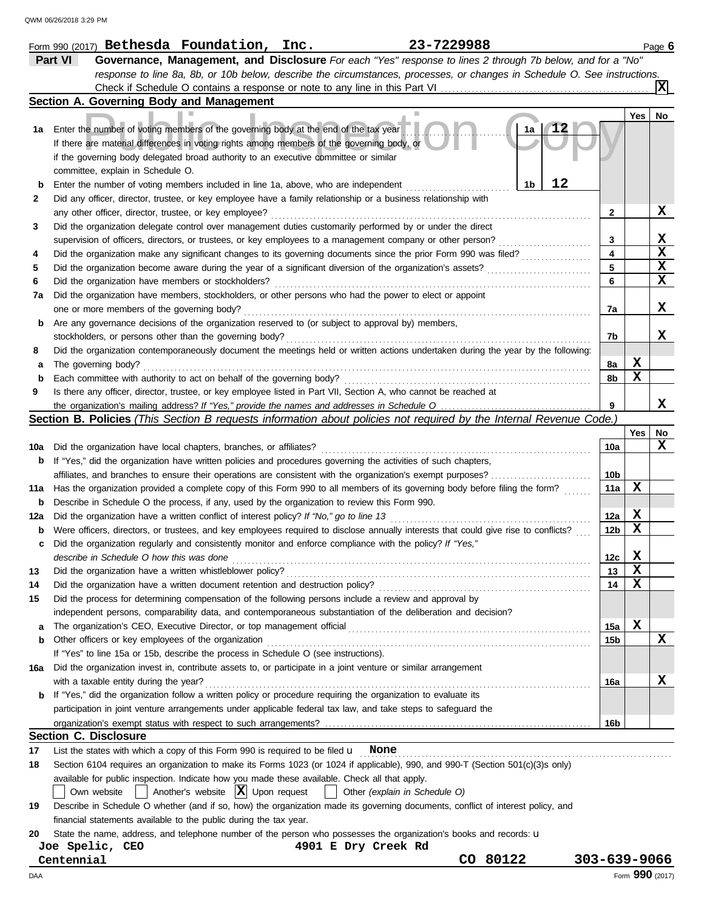Form 990 (2017) **Bethesda Foundation, Inc.** **23-7229988**

**Part VI** **Governance, Management, and Disclosure** *For each "Yes" response to lines 2 through 7b below, and for a "No" response to line 8a, 8b, or 10b below, describe the circumstances, processes, or changes in Schedule O. See instructions.*

Check if Schedule O contains a response or note to any line in this Part VI . . . [X]

## Section A. Governing Body and Management

| | | | Yes | No |
|---|---|---|---|---|
| 1a | Enter the number of voting members of the governing body at the end of the tax year . . . 1a **12** <br> If there are material differences in voting rights among members of the governing body, or if the governing body delegated broad authority to an executive committee or similar committee, explain in Schedule O. | | | |
| b | Enter the number of voting members included in line 1a, above, who are independent . . . 1b **12** | | | |
| 2 | Did any officer, director, trustee, or key employee have a family relationship or a business relationship with any other officer, director, trustee, or key employee? | 2 | | X |
| 3 | Did the organization delegate control over management duties customarily performed by or under the direct supervision of officers, directors, or trustees, or key employees to a management company or other person? | 3 | | X |
| 4 | Did the organization make any significant changes to its governing documents since the prior Form 990 was filed? | 4 | | X |
| 5 | Did the organization become aware during the year of a significant diversion of the organization's assets? | 5 | | X |
| 6 | Did the organization have members or stockholders? | 6 | | X |
| 7a | Did the organization have members, stockholders, or other persons who had the power to elect or appoint one or more members of the governing body? | 7a | | X |
| b | Are any governance decisions of the organization reserved to (or subject to approval by) members, stockholders, or persons other than the governing body? | 7b | | X |
| 8 | Did the organization contemporaneously document the meetings held or written actions undertaken during the year by the following: | | | |
| a | The governing body? | 8a | X | |
| b | Each committee with authority to act on behalf of the governing body? | 8b | X | |
| 9 | Is there any officer, director, trustee, or key employee listed in Part VII, Section A, who cannot be reached at the organization's mailing address? *If "Yes," provide the names and addresses in Schedule O* | 9 | | X |

## Section B. Policies *(This Section B requests information about policies not required by the Internal Revenue Code.)*

| | | | Yes | No |
|---|---|---|---|---|
| 10a | Did the organization have local chapters, branches, or affiliates? | 10a | | X |
| b | If "Yes," did the organization have written policies and procedures governing the activities of such chapters, affiliates, and branches to ensure their operations are consistent with the organization's exempt purposes? | 10b | | |
| 11a | Has the organization provided a complete copy of this Form 990 to all members of its governing body before filing the form? | 11a | X | |
| b | Describe in Schedule O the process, if any, used by the organization to review this Form 990. | | | |
| 12a | Did the organization have a written conflict of interest policy? *If "No," go to line 13* | 12a | X | |
| b | Were officers, directors, or trustees, and key employees required to disclose annually interests that could give rise to conflicts? | 12b | X | |
| c | Did the organization regularly and consistently monitor and enforce compliance with the policy? *If "Yes," describe in Schedule O how this was done* | 12c | X | |
| 13 | Did the organization have a written whistleblower policy? | 13 | X | |
| 14 | Did the organization have a written document retention and destruction policy? | 14 | X | |
| 15 | Did the process for determining compensation of the following persons include a review and approval by independent persons, comparability data, and contemporaneous substantiation of the deliberation and decision? | | | |
| a | The organization's CEO, Executive Director, or top management official | 15a | X | |
| b | Other officers or key employees of the organization | 15b | | X |
| | If "Yes" to line 15a or 15b, describe the process in Schedule O (see instructions). | | | |
| 16a | Did the organization invest in, contribute assets to, or participate in a joint venture or similar arrangement with a taxable entity during the year? | 16a | | X |
| b | If "Yes," did the organization follow a written policy or procedure requiring the organization to evaluate its participation in joint venture arrangements under applicable federal tax law, and take steps to safeguard the organization's exempt status with respect to such arrangements? | 16b | | |

## Section C. Disclosure

17 List the states with which a copy of this Form 990 is required to be filed **None**

18 Section 6104 requires an organization to make its Forms 1023 (or 1024 if applicable), 990, and 990-T (Section 501(c)(3)s only) available for public inspection. Indicate how you made these available. Check all that apply.

[ ] Own website [ ] Another's website [X] Upon request [ ] Other *(explain in Schedule O)*

19 Describe in Schedule O whether (and if so, how) the organization made its governing documents, conflict of interest policy, and financial statements available to the public during the tax year.

20 State the name, address, and telephone number of the person who possesses the organization's books and records:

Joe Spelic, CEO
4901 E Dry Creek Rd
Centennial CO 80122 303-639-9066

Form **990** (2017)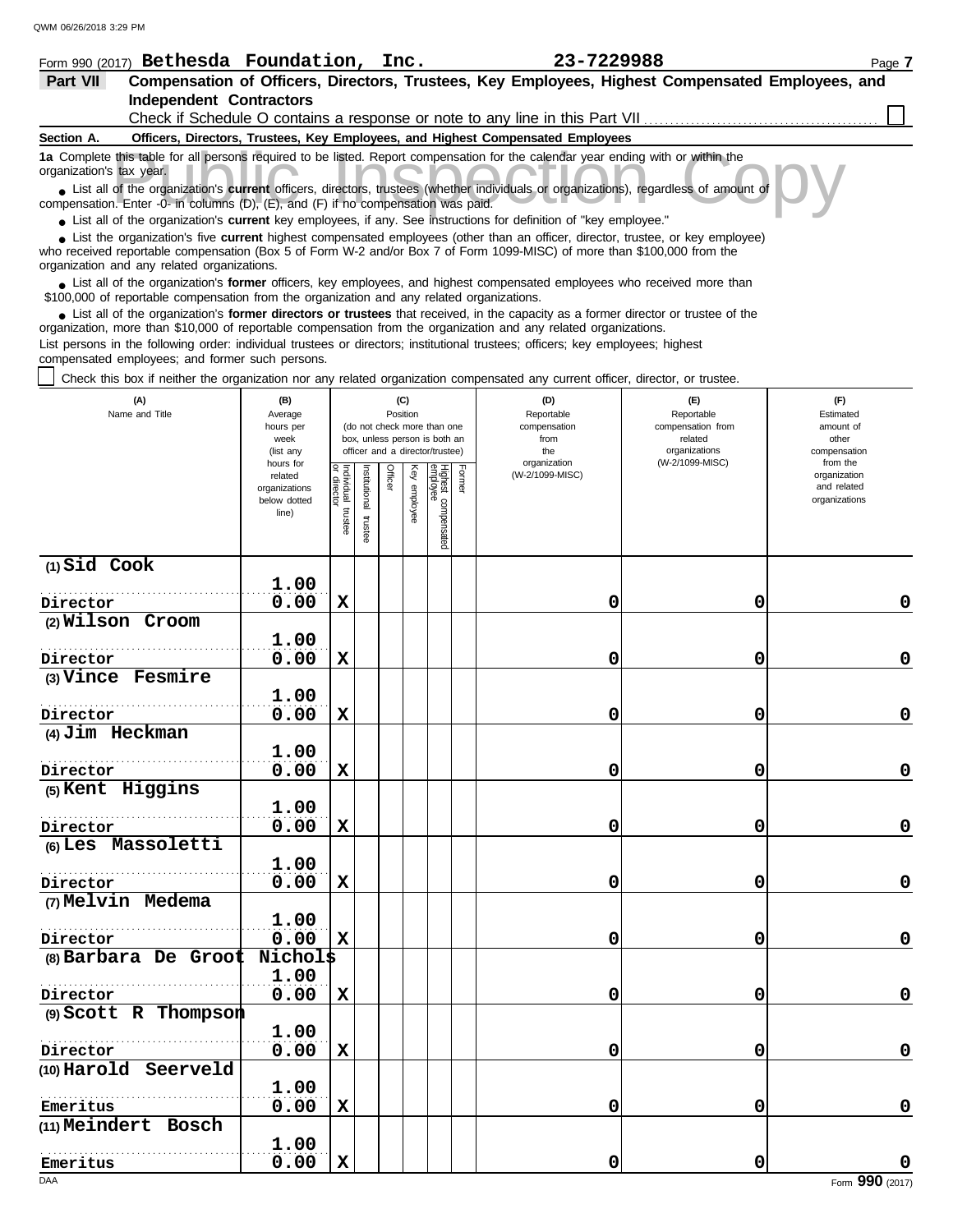Form 990 (2017) **Bethesda Foundation, Inc.** **23-7229988**

## Part VII Compensation of Officers, Directors, Trustees, Key Employees, Highest Compensated Employees, and Independent Contractors

Check if Schedule O contains a response or note to any line in this Part VII ☐

**Section A. Officers, Directors, Trustees, Key Employees, and Highest Compensated Employees**

**1a** Complete this table for all persons required to be listed. Report compensation for the calendar year ending with or within the organization's tax year.

- List all of the organization's **current** officers, directors, trustees (whether individuals or organizations), regardless of amount of compensation. Enter -0- in columns (D), (E), and (F) if no compensation was paid.
- List all of the organization's **current** key employees, if any. See instructions for definition of "key employee."
- List the organization's five **current** highest compensated employees (other than an officer, director, trustee, or key employee) who received reportable compensation (Box 5 of Form W-2 and/or Box 7 of Form 1099-MISC) of more than $100,000 from the organization and any related organizations.
- List all of the organization's **former** officers, key employees, and highest compensated employees who received more than $100,000 of reportable compensation from the organization and any related organizations.
- List all of the organization's **former directors or trustees** that received, in the capacity as a former director or trustee of the organization, more than $10,000 of reportable compensation from the organization and any related organizations.

List persons in the following order: individual trustees or directors; institutional trustees; officers; key employees; highest compensated employees; and former such persons.

☐ Check this box if neither the organization nor any related organization compensated any current officer, director, or trustee.

| (A) Name and Title | (B) Average hours per week (list any hours for related organizations below dotted line) | (C) Position: Individual trustee or director | Institutional trustee | Officer | Key employee | Highest compensated employee | Former | (D) Reportable compensation from the organization (W-2/1099-MISC) | (E) Reportable compensation from related organizations (W-2/1099-MISC) | (F) Estimated amount of other compensation from the organization and related organizations |
|---|---|---|---|---|---|---|---|---|---|---|
| (1) Sid Cook<br>Director | 1.00<br>0.00 | X | | | | | | 0 | 0 | 0 |
| (2) Wilson Croom<br>Director | 1.00<br>0.00 | X | | | | | | 0 | 0 | 0 |
| (3) Vince Fesmire<br>Director | 1.00<br>0.00 | X | | | | | | 0 | 0 | 0 |
| (4) Jim Heckman<br>Director | 1.00<br>0.00 | X | | | | | | 0 | 0 | 0 |
| (5) Kent Higgins<br>Director | 1.00<br>0.00 | X | | | | | | 0 | 0 | 0 |
| (6) Les Massoletti<br>Director | 1.00<br>0.00 | X | | | | | | 0 | 0 | 0 |
| (7) Melvin Medema<br>Director | 1.00<br>0.00 | X | | | | | | 0 | 0 | 0 |
| (8) Barbara De Groot Nichols<br>Director | 1.00<br>0.00 | X | | | | | | 0 | 0 | 0 |
| (9) Scott R Thompson<br>Director | 1.00<br>0.00 | X | | | | | | 0 | 0 | 0 |
| (10) Harold Seerveld<br>Emeritus | 1.00<br>0.00 | X | | | | | | 0 | 0 | 0 |
| (11) Meindert Bosch<br>Emeritus | 1.00<br>0.00 | X | | | | | | 0 | 0 | 0 |

Form **990** (2017)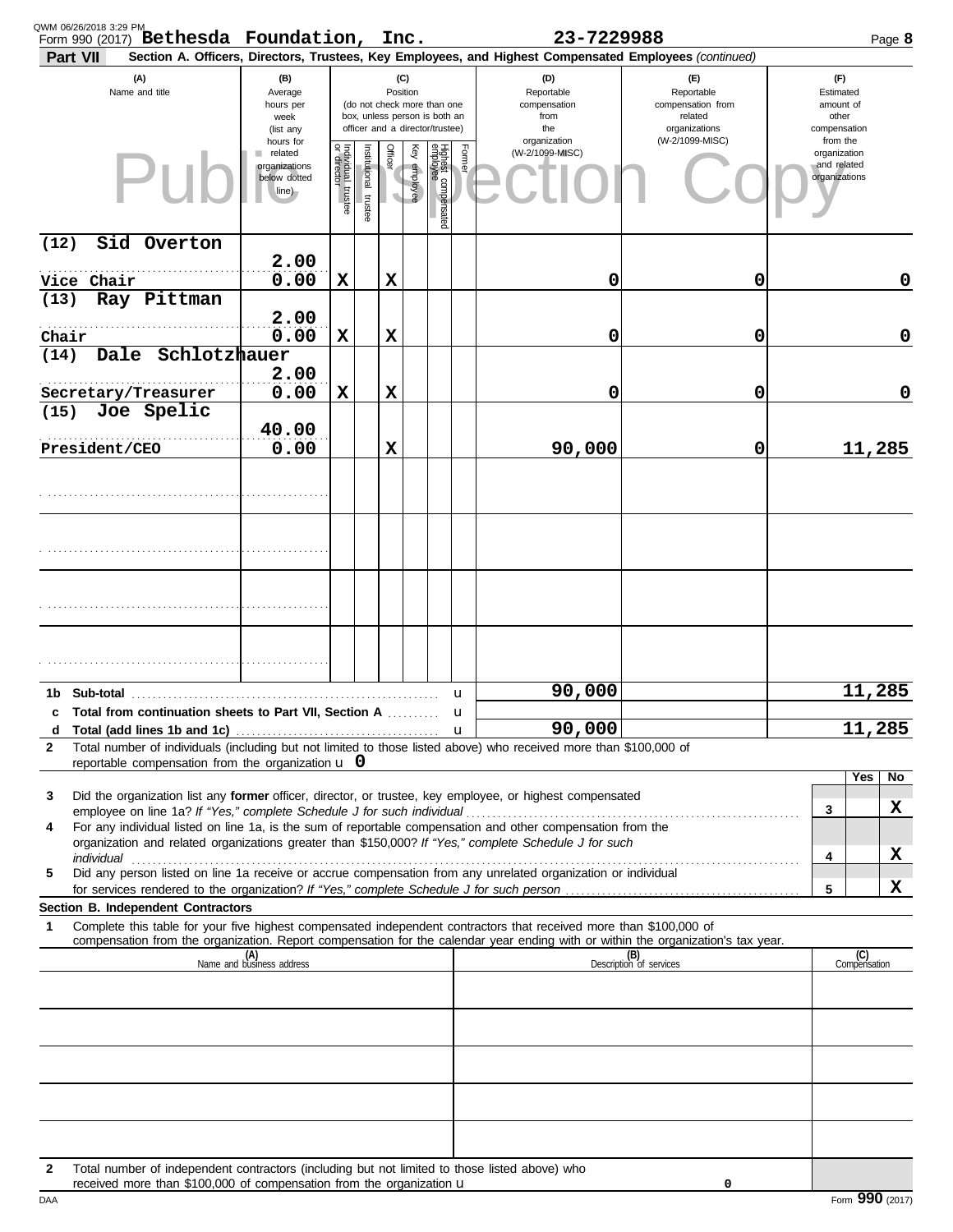Form 990 (2017) **Bethesda Foundation, Inc.** **23-7229988**

**Part VII** **Section A. Officers, Directors, Trustees, Key Employees, and Highest Compensated Employees** *(continued)*

| (A) Name and title | (B) Average hours per week (list any hours for related organizations below dotted line) | (C) Position: Individual trustee or director | Institutional trustee | Officer | Key employee | Highest compensated employee | Former | (D) Reportable compensation from the organization (W-2/1099-MISC) | (E) Reportable compensation from related organizations (W-2/1099-MISC) | (F) Estimated amount of other compensation from the organization and related organizations |
|---|---|---|---|---|---|---|---|---|---|---|
| (12) Sid Overton<br>Vice Chair | 2.00<br>0.00 | X | | X | | | | 0 | 0 | 0 |
| (13) Ray Pittman<br>Chair | 2.00<br>0.00 | X | | X | | | | 0 | 0 | 0 |
| (14) Dale Schlotzhauer<br>Secretary/Treasurer | 2.00<br>0.00 | X | | X | | | | 0 | 0 | 0 |
| (15) Joe Spelic<br>President/CEO | 40.00<br>0.00 | | | X | | | | 90,000 | 0 | 11,285 |
| | | | | | | | | | | |
| | | | | | | | | | | |
| | | | | | | | | | | |
| | | | | | | | | | | |

| | | (D) | (E) | (F) |
|---|---|---|---|---|
| **1b** | **Sub-total** | 90,000 | | 11,285 |
| **c** | **Total from continuation sheets to Part VII, Section A** | | | |
| **d** | **Total (add lines 1b and 1c)** | 90,000 | | 11,285 |

**2** Total number of individuals (including but not limited to those listed above) who received more than $100,000 of reportable compensation from the organization: 0

| | | | Yes | No |
|---|---|---|---|---|
| **3** | Did the organization list any **former** officer, director, or trustee, key employee, or highest compensated employee on line 1a? *If "Yes," complete Schedule J for such individual* | 3 | | X |
| **4** | For any individual listed on line 1a, is the sum of reportable compensation and other compensation from the organization and related organizations greater than $150,000? *If "Yes," complete Schedule J for such individual* | 4 | | X |
| **5** | Did any person listed on line 1a receive or accrue compensation from any unrelated organization or individual for services rendered to the organization? *If "Yes," complete Schedule J for such person* | 5 | | X |

**Section B. Independent Contractors**

**1** Complete this table for your five highest compensated independent contractors that received more than $100,000 of compensation from the organization. Report compensation for the calendar year ending with or within the organization's tax year.

| (A) Name and business address | (B) Description of services | (C) Compensation |
|---|---|---|
| | | |
| | | |
| | | |
| | | |
| | | |

**2** Total number of independent contractors (including but not limited to those listed above) who received more than $100,000 of compensation from the organization: 0

Form **990** (2017)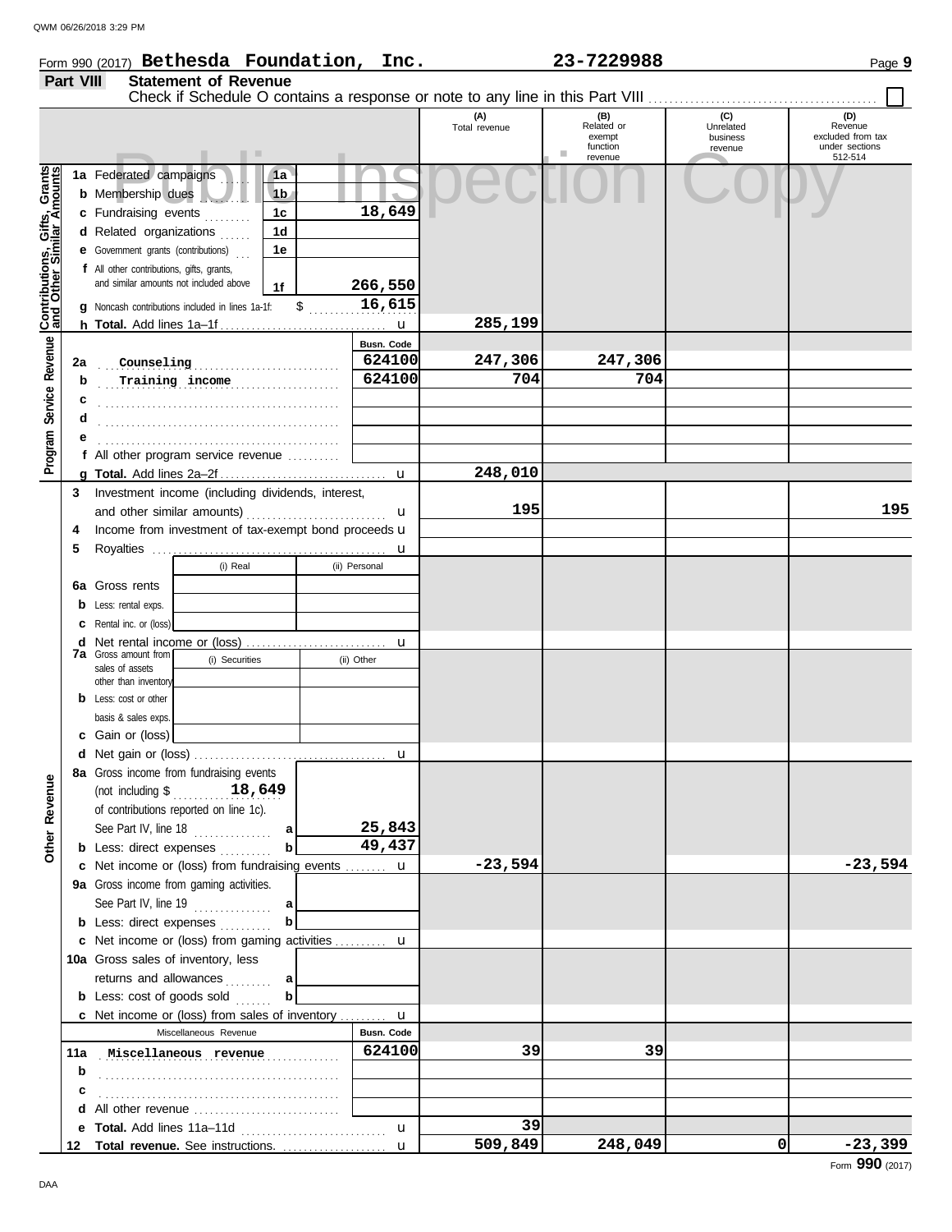Form 990 (2017) **Bethesda Foundation, Inc.** **23-7229988**

## Part VIII Statement of Revenue

Check if Schedule O contains a response or note to any line in this Part VIII ☐

| | | | | (A) Total revenue | (B) Related or exempt function revenue | (C) Unrelated business revenue | (D) Revenue excluded from tax under sections 512-514 |
|---|---|---|---|---|---|---|---|
| **Contributions, Gifts, Grants and Other Similar Amounts** | 1a Federated campaigns | 1a | | | | | |
| | b Membership dues | 1b | | | | | |
| | c Fundraising events | 1c | 18,649 | | | | |
| | d Related organizations | 1d | | | | | |
| | e Government grants (contributions) | 1e | | | | | |
| | f All other contributions, gifts, grants, and similar amounts not included above | 1f | 266,550 | | | | |
| | g Noncash contributions included in lines 1a-1f: $ 16,615 | | | | | | |
| | h **Total.** Add lines 1a–1f | | | 285,199 | | | |
| **Program Service Revenue** | | | Busn. Code | | | | |
| | 2a Counseling | | 624100 | 247,306 | 247,306 | | |
| | b Training income | | 624100 | 704 | 704 | | |
| | c | | | | | | |
| | d | | | | | | |
| | e | | | | | | |
| | f All other program service revenue | | | | | | |
| | g **Total.** Add lines 2a–2f | | | 248,010 | | | |
| **Other Revenue** | 3 Investment income (including dividends, interest, and other similar amounts) | | | 195 | | | 195 |
| | 4 Income from investment of tax-exempt bond proceeds | | | | | | |
| | 5 Royalties | | | | | | |
| | | (i) Real | (ii) Personal | | | | |
| | 6a Gross rents | | | | | | |
| | b Less: rental exps. | | | | | | |
| | c Rental inc. or (loss) | | | | | | |
| | d Net rental income or (loss) | | | | | | |
| | | (i) Securities | (ii) Other | | | | |
| | 7a Gross amount from sales of assets other than inventory | | | | | | |
| | b Less: cost or other basis & sales exps. | | | | | | |
| | c Gain or (loss) | | | | | | |
| | d Net gain or (loss) | | | | | | |
| | 8a Gross income from fundraising events (not including $ 18,649 of contributions reported on line 1c). See Part IV, line 18 | a | 25,843 | | | | |
| | b Less: direct expenses | b | 49,437 | | | | |
| | c Net income or (loss) from fundraising events | | | -23,594 | | | -23,594 |
| | 9a Gross income from gaming activities. See Part IV, line 19 | a | | | | | |
| | b Less: direct expenses | b | | | | | |
| | c Net income or (loss) from gaming activities | | | | | | |
| | 10a Gross sales of inventory, less returns and allowances | a | | | | | |
| | b Less: cost of goods sold | b | | | | | |
| | c Net income or (loss) from sales of inventory | | | | | | |
| | Miscellaneous Revenue | | Busn. Code | | | | |
| | 11a Miscellaneous revenue | | 624100 | 39 | 39 | | |
| | b | | | | | | |
| | c | | | | | | |
| | d All other revenue | | | | | | |
| | e **Total.** Add lines 11a–11d | | | 39 | | | |
| | 12 **Total revenue.** See instructions. | | | 509,849 | 248,049 | 0 | -23,399 |

Form **990** (2017)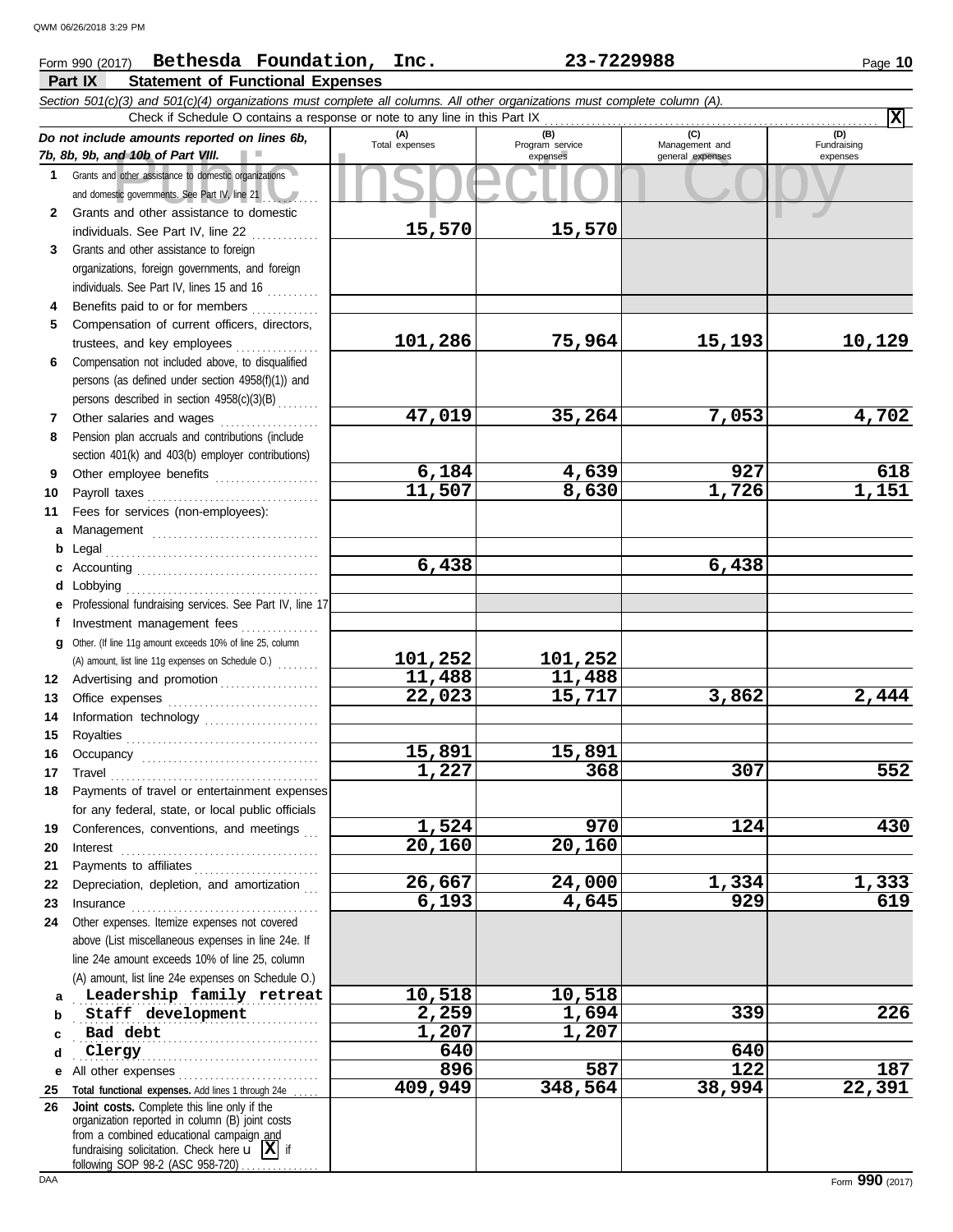Form 990 (2017) **Bethesda Foundation, Inc.** **23-7229988**

## Part IX Statement of Functional Expenses

*Section 501(c)(3) and 501(c)(4) organizations must complete all columns. All other organizations must complete column (A).*

Check if Schedule O contains a response or note to any line in this Part IX .......... **X**

| *Do not include amounts reported on lines 6b, 7b, 8b, 9b, and 10b of Part VIII.* | (A) Total expenses | (B) Program service expenses | (C) Management and general expenses | (D) Fundraising expenses |
|---|---|---|---|---|
| 1 Grants and other assistance to domestic organizations and domestic governments. See Part IV, line 21 | | | | |
| 2 Grants and other assistance to domestic individuals. See Part IV, line 22 | 15,570 | 15,570 | | |
| 3 Grants and other assistance to foreign organizations, foreign governments, and foreign individuals. See Part IV, lines 15 and 16 | | | | |
| 4 Benefits paid to or for members | | | | |
| 5 Compensation of current officers, directors, trustees, and key employees | 101,286 | 75,964 | 15,193 | 10,129 |
| 6 Compensation not included above, to disqualified persons (as defined under section 4958(f)(1)) and persons described in section 4958(c)(3)(B) | | | | |
| 7 Other salaries and wages | 47,019 | 35,264 | 7,053 | 4,702 |
| 8 Pension plan accruals and contributions (include section 401(k) and 403(b) employer contributions) | | | | |
| 9 Other employee benefits | 6,184 | 4,639 | 927 | 618 |
| 10 Payroll taxes | 11,507 | 8,630 | 1,726 | 1,151 |
| 11 Fees for services (non-employees): | | | | |
| a Management | | | | |
| b Legal | | | | |
| c Accounting | 6,438 | | 6,438 | |
| d Lobbying | | | | |
| e Professional fundraising services. See Part IV, line 17 | | | | |
| f Investment management fees | | | | |
| g Other. (If line 11g amount exceeds 10% of line 25, column (A) amount, list line 11g expenses on Schedule O.) | 101,252 | 101,252 | | |
| 12 Advertising and promotion | 11,488 | 11,488 | | |
| 13 Office expenses | 22,023 | 15,717 | 3,862 | 2,444 |
| 14 Information technology | | | | |
| 15 Royalties | | | | |
| 16 Occupancy | 15,891 | 15,891 | | |
| 17 Travel | 1,227 | 368 | 307 | 552 |
| 18 Payments of travel or entertainment expenses for any federal, state, or local public officials | | | | |
| 19 Conferences, conventions, and meetings | 1,524 | 970 | 124 | 430 |
| 20 Interest | 20,160 | 20,160 | | |
| 21 Payments to affiliates | | | | |
| 22 Depreciation, depletion, and amortization | 26,667 | 24,000 | 1,334 | 1,333 |
| 23 Insurance | 6,193 | 4,645 | 929 | 619 |
| 24 Other expenses. Itemize expenses not covered above (List miscellaneous expenses in line 24e. If line 24e amount exceeds 10% of line 25, column (A) amount, list line 24e expenses on Schedule O.) | | | | |
| a Leadership family retreat | 10,518 | 10,518 | | |
| b Staff development | 2,259 | 1,694 | 339 | 226 |
| c Bad debt | 1,207 | 1,207 | | |
| d Clergy | 640 | | 640 | |
| e All other expenses | 896 | 587 | 122 | 187 |
| 25 **Total functional expenses.** Add lines 1 through 24e | 409,949 | 348,564 | 38,994 | 22,391 |
| 26 **Joint costs.** Complete this line only if the organization reported in column (B) joint costs from a combined educational campaign and fundraising solicitation. Check here **X** if following SOP 98-2 (ASC 958-720) | | | | |

Form **990** (2017)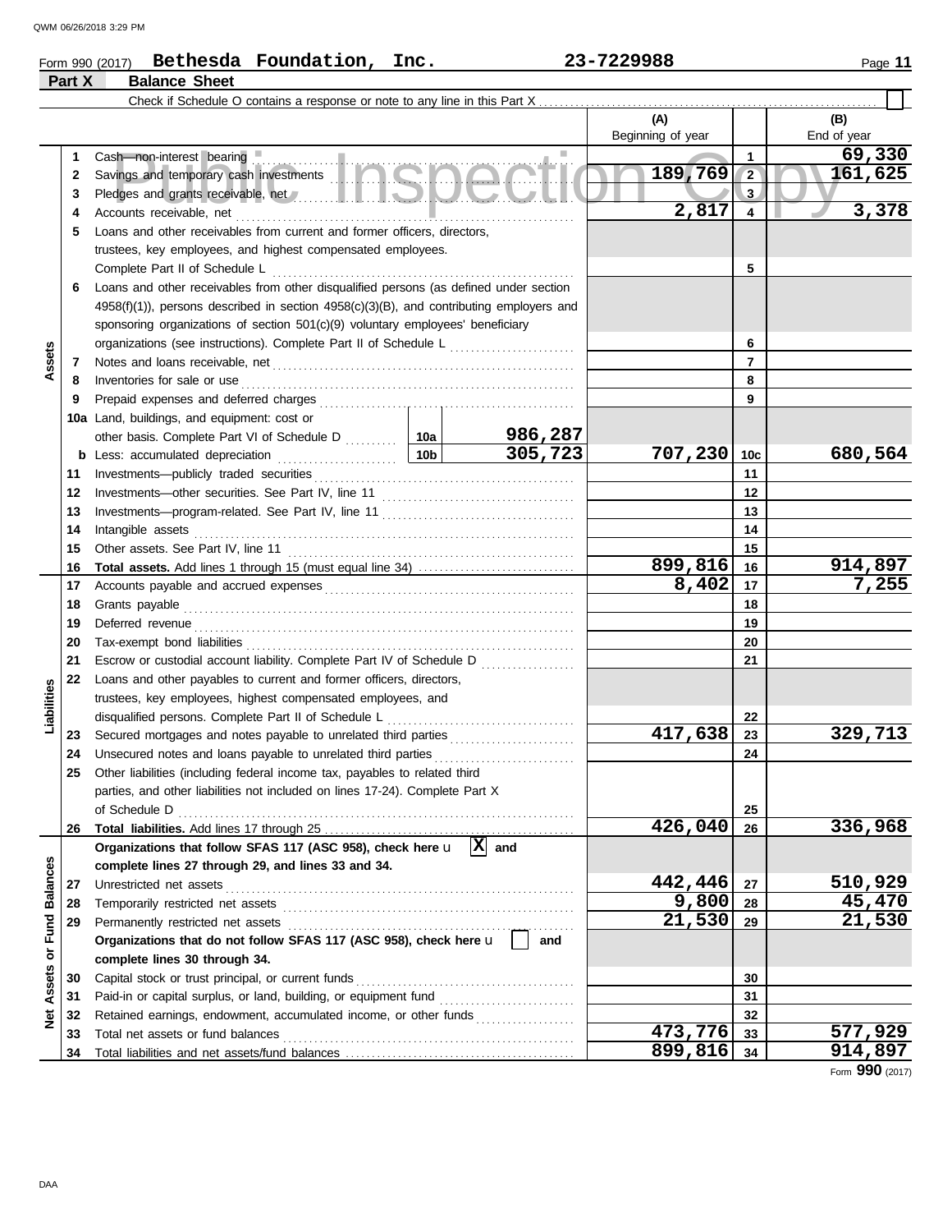Form 990 (2017) **Bethesda Foundation, Inc.** **23-7229988** Page **11**

## Part X Balance Sheet

Check if Schedule O contains a response or note to any line in this Part X ☐

| | | | | (A) Beginning of year | | (B) End of year |
|---|---|---|---|---|---|---|
| **Assets** | 1 | Cash—non-interest bearing | | | 1 | 69,330 |
| | 2 | Savings and temporary cash investments | | 189,769 | 2 | 161,625 |
| | 3 | Pledges and grants receivable, net | | | 3 | |
| | 4 | Accounts receivable, net | | 2,817 | 4 | 3,378 |
| | 5 | Loans and other receivables from current and former officers, directors, trustees, key employees, and highest compensated employees. Complete Part II of Schedule L | | | 5 | |
| | 6 | Loans and other receivables from other disqualified persons (as defined under section 4958(f)(1)), persons described in section 4958(c)(3)(B), and contributing employers and sponsoring organizations of section 501(c)(9) voluntary employees' beneficiary organizations (see instructions). Complete Part II of Schedule L | | | 6 | |
| | 7 | Notes and loans receivable, net | | | 7 | |
| | 8 | Inventories for sale or use | | | 8 | |
| | 9 | Prepaid expenses and deferred charges | | | 9 | |
| | 10a | Land, buildings, and equipment: cost or other basis. Complete Part VI of Schedule D | 10a: 986,287 | | | |
| | b | Less: accumulated depreciation | 10b: 305,723 | 707,230 | 10c | 680,564 |
| | 11 | Investments—publicly traded securities | | | 11 | |
| | 12 | Investments—other securities. See Part IV, line 11 | | | 12 | |
| | 13 | Investments—program-related. See Part IV, line 11 | | | 13 | |
| | 14 | Intangible assets | | | 14 | |
| | 15 | Other assets. See Part IV, line 11 | | | 15 | |
| | 16 | **Total assets.** Add lines 1 through 15 (must equal line 34) | | 899,816 | 16 | 914,897 |
| **Liabilities** | 17 | Accounts payable and accrued expenses | | 8,402 | 17 | 7,255 |
| | 18 | Grants payable | | | 18 | |
| | 19 | Deferred revenue | | | 19 | |
| | 20 | Tax-exempt bond liabilities | | | 20 | |
| | 21 | Escrow or custodial account liability. Complete Part IV of Schedule D | | | 21 | |
| | 22 | Loans and other payables to current and former officers, directors, trustees, key employees, highest compensated employees, and disqualified persons. Complete Part II of Schedule L | | | 22 | |
| | 23 | Secured mortgages and notes payable to unrelated third parties | | 417,638 | 23 | 329,713 |
| | 24 | Unsecured notes and loans payable to unrelated third parties | | | 24 | |
| | 25 | Other liabilities (including federal income tax, payables to related third parties, and other liabilities not included on lines 17-24). Complete Part X of Schedule D | | | 25 | |
| | 26 | **Total liabilities.** Add lines 17 through 25 | | 426,040 | 26 | 336,968 |
| **Net Assets or Fund Balances** | | **Organizations that follow SFAS 117 (ASC 958), check here** ☒ **and complete lines 27 through 29, and lines 33 and 34.** | | | | |
| | 27 | Unrestricted net assets | | 442,446 | 27 | 510,929 |
| | 28 | Temporarily restricted net assets | | 9,800 | 28 | 45,470 |
| | 29 | Permanently restricted net assets | | 21,530 | 29 | 21,530 |
| | | **Organizations that do not follow SFAS 117 (ASC 958), check here** ☐ **and complete lines 30 through 34.** | | | | |
| | 30 | Capital stock or trust principal, or current funds | | | 30 | |
| | 31 | Paid-in or capital surplus, or land, building, or equipment fund | | | 31 | |
| | 32 | Retained earnings, endowment, accumulated income, or other funds | | | 32 | |
| | 33 | Total net assets or fund balances | | 473,776 | 33 | 577,929 |
| | 34 | Total liabilities and net assets/fund balances | | 899,816 | 34 | 914,897 |

Form **990** (2017)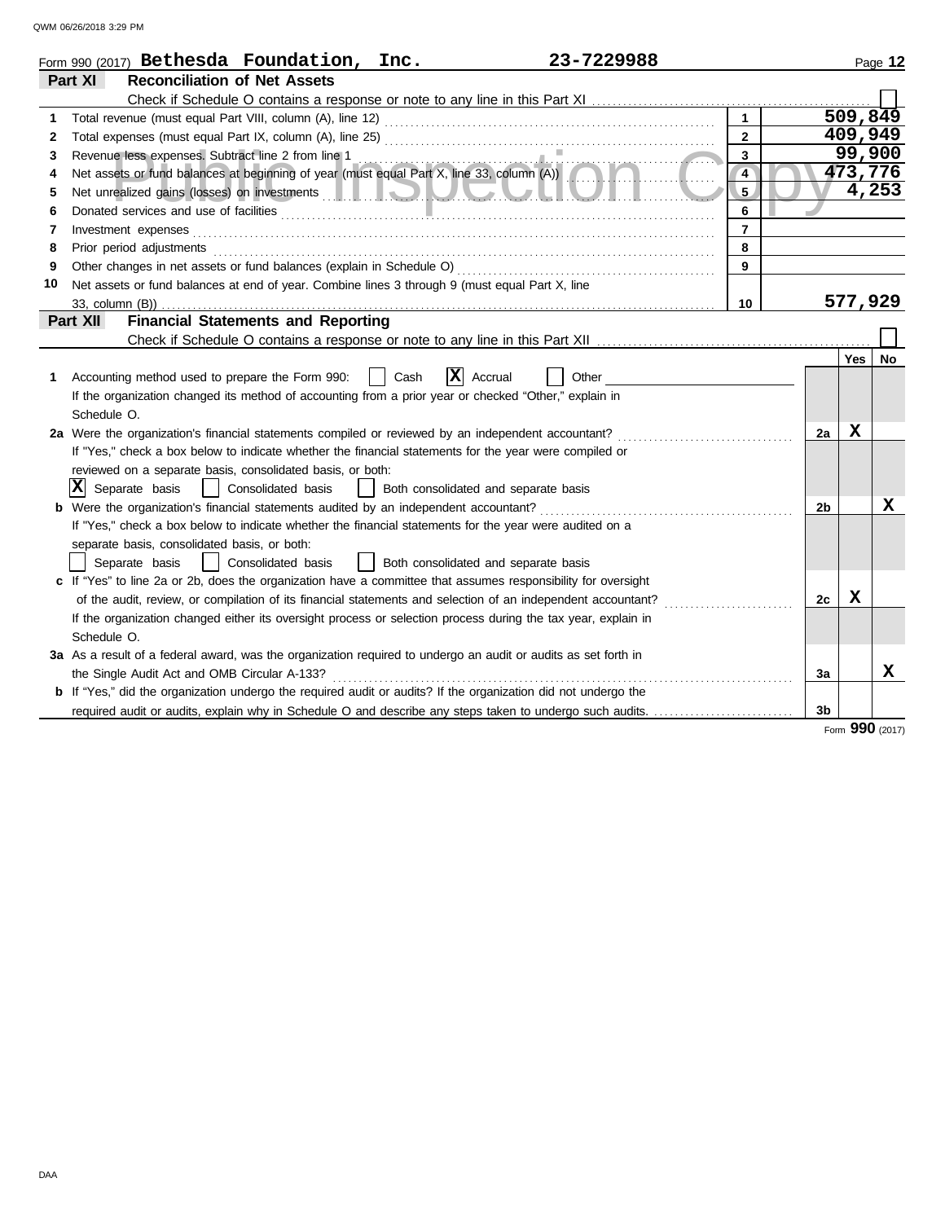Form 990 (2017) **Bethesda Foundation, Inc.** **23-7229988**

## Part XI Reconciliation of Net Assets

Check if Schedule O contains a response or note to any line in this Part XI ☐

| | | | |
|---|---|---|---|
| 1 | Total revenue (must equal Part VIII, column (A), line 12) | 1 | 509,849 |
| 2 | Total expenses (must equal Part IX, column (A), line 25) | 2 | 409,949 |
| 3 | Revenue less expenses. Subtract line 2 from line 1 | 3 | 99,900 |
| 4 | Net assets or fund balances at beginning of year (must equal Part X, line 33, column (A)) | 4 | 473,776 |
| 5 | Net unrealized gains (losses) on investments | 5 | 4,253 |
| 6 | Donated services and use of facilities | 6 | |
| 7 | Investment expenses | 7 | |
| 8 | Prior period adjustments | 8 | |
| 9 | Other changes in net assets or fund balances (explain in Schedule O) | 9 | |
| 10 | Net assets or fund balances at end of year. Combine lines 3 through 9 (must equal Part X, line 33, column (B)) | 10 | 577,929 |

## Part XII Financial Statements and Reporting

Check if Schedule O contains a response or note to any line in this Part XII ☐

| | | | Yes | No |
|---|---|---|---|---|
| 1 | Accounting method used to prepare the Form 990: ☐ Cash ☒ Accrual ☐ Other<br>If the organization changed its method of accounting from a prior year or checked "Other," explain in Schedule O. | | | |
| 2a | Were the organization's financial statements compiled or reviewed by an independent accountant?<br>If "Yes," check a box below to indicate whether the financial statements for the year were compiled or reviewed on a separate basis, consolidated basis, or both:<br>☒ Separate basis ☐ Consolidated basis ☐ Both consolidated and separate basis | 2a | X | |
| b | Were the organization's financial statements audited by an independent accountant?<br>If "Yes," check a box below to indicate whether the financial statements for the year were audited on a separate basis, consolidated basis, or both:<br>☐ Separate basis ☐ Consolidated basis ☐ Both consolidated and separate basis | 2b | | X |
| c | If "Yes" to line 2a or 2b, does the organization have a committee that assumes responsibility for oversight of the audit, review, or compilation of its financial statements and selection of an independent accountant?<br>If the organization changed either its oversight process or selection process during the tax year, explain in Schedule O. | 2c | X | |
| 3a | As a result of a federal award, was the organization required to undergo an audit or audits as set forth in the Single Audit Act and OMB Circular A-133? | 3a | | X |
| b | If "Yes," did the organization undergo the required audit or audits? If the organization did not undergo the required audit or audits, explain why in Schedule O and describe any steps taken to undergo such audits. | 3b | | |

Form **990** (2017)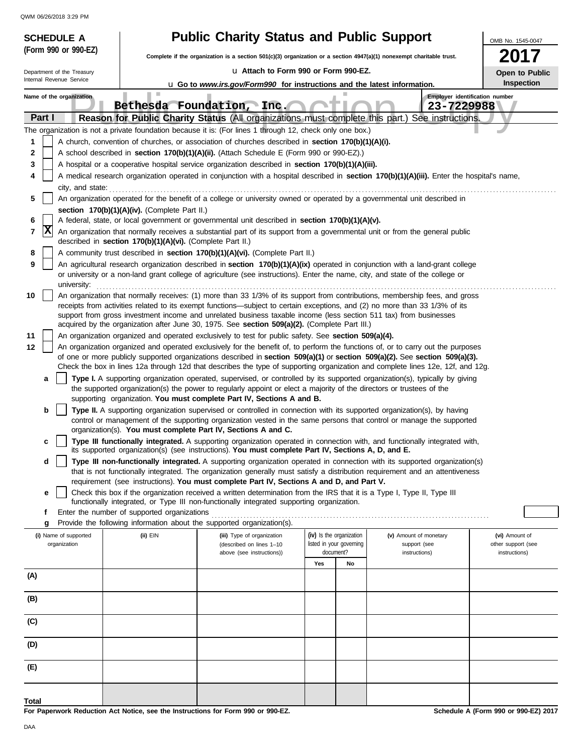QWM 06/26/2018 3:29 PM

**SCHEDULE A (Form 990 or 990-EZ)**

Department of the Treasury
Internal Revenue Service

# Public Charity Status and Public Support

**Complete if the organization is a section 501(c)(3) organization or a section 4947(a)(1) nonexempt charitable trust.**

u **Attach to Form 990 or Form 990-EZ.**

u **Go to *www.irs.gov/Form990* for instructions and the latest information.**

OMB No. 1545-0047

**2017**

**Open to Public Inspection**

Name of the organization: Bethesda Foundation, Inc.

Employer identification number: 23-7229988

Public Inspection Copy

## Part I — Reason for Public Charity Status (All organizations must complete this part.) See instructions.

The organization is not a private foundation because it is: (For lines 1 through 12, check only one box.)

1 [ ] A church, convention of churches, or association of churches described in **section 170(b)(1)(A)(i).**

2 [ ] A school described in **section 170(b)(1)(A)(ii).** (Attach Schedule E (Form 990 or 990-EZ).)

3 [ ] A hospital or a cooperative hospital service organization described in **section 170(b)(1)(A)(iii).**

4 [ ] A medical research organization operated in conjunction with a hospital described in **section 170(b)(1)(A)(iii).** Enter the hospital's name, city, and state:

5 [ ] An organization operated for the benefit of a college or university owned or operated by a governmental unit described in **section 170(b)(1)(A)(iv).** (Complete Part II.)

6 [ ] A federal, state, or local government or governmental unit described in **section 170(b)(1)(A)(v).**

7 [X] An organization that normally receives a substantial part of its support from a governmental unit or from the general public described in **section 170(b)(1)(A)(vi).** (Complete Part II.)

8 [ ] A community trust described in **section 170(b)(1)(A)(vi).** (Complete Part II.)

9 [ ] An agricultural research organization described in **section 170(b)(1)(A)(ix)** operated in conjunction with a land-grant college or university or a non-land grant college of agriculture (see instructions). Enter the name, city, and state of the college or university:

10 [ ] An organization that normally receives: (1) more than 33 1/3% of its support from contributions, membership fees, and gross receipts from activities related to its exempt functions—subject to certain exceptions, and (2) no more than 33 1/3% of its support from gross investment income and unrelated business taxable income (less section 511 tax) from businesses acquired by the organization after June 30, 1975. See **section 509(a)(2).** (Complete Part III.)

11 [ ] An organization organized and operated exclusively to test for public safety. See **section 509(a)(4).**

12 [ ] An organization organized and operated exclusively for the benefit of, to perform the functions of, or to carry out the purposes of one or more publicly supported organizations described in **section 509(a)(1)** or **section 509(a)(2).** See **section 509(a)(3).** Check the box in lines 12a through 12d that describes the type of supporting organization and complete lines 12e, 12f, and 12g.

**a** [ ] **Type I.** A supporting organization operated, supervised, or controlled by its supported organization(s), typically by giving the supported organization(s) the power to regularly appoint or elect a majority of the directors or trustees of the supporting organization. **You must complete Part IV, Sections A and B.**

**b** [ ] **Type II.** A supporting organization supervised or controlled in connection with its supported organization(s), by having control or management of the supporting organization vested in the same persons that control or manage the supported organization(s). **You must complete Part IV, Sections A and C.**

**c** [ ] **Type III functionally integrated.** A supporting organization operated in connection with, and functionally integrated with, its supported organization(s) (see instructions). **You must complete Part IV, Sections A, D, and E.**

**d** [ ] **Type III non-functionally integrated.** A supporting organization operated in connection with its supported organization(s) that is not functionally integrated. The organization generally must satisfy a distribution requirement and an attentiveness requirement (see instructions). **You must complete Part IV, Sections A and D, and Part V.**

**e** [ ] Check this box if the organization received a written determination from the IRS that it is a Type I, Type II, Type III functionally integrated, or Type III non-functionally integrated supporting organization.

**f** Enter the number of supported organizations

**g** Provide the following information about the supported organization(s).

| (i) Name of supported organization | (ii) EIN | (iii) Type of organization (described on lines 1–10 above (see instructions)) | (iv) Is the organization listed in your governing document? Yes | No | (v) Amount of monetary support (see instructions) | (vi) Amount of other support (see instructions) |
|---|---|---|---|---|---|---|
| (A) | | | | | | |
| (B) | | | | | | |
| (C) | | | | | | |
| (D) | | | | | | |
| (E) | | | | | | |
| Total | | | | | | |

**For Paperwork Reduction Act Notice, see the Instructions for Form 990 or 990-EZ.**

**Schedule A (Form 990 or 990-EZ) 2017**

DAA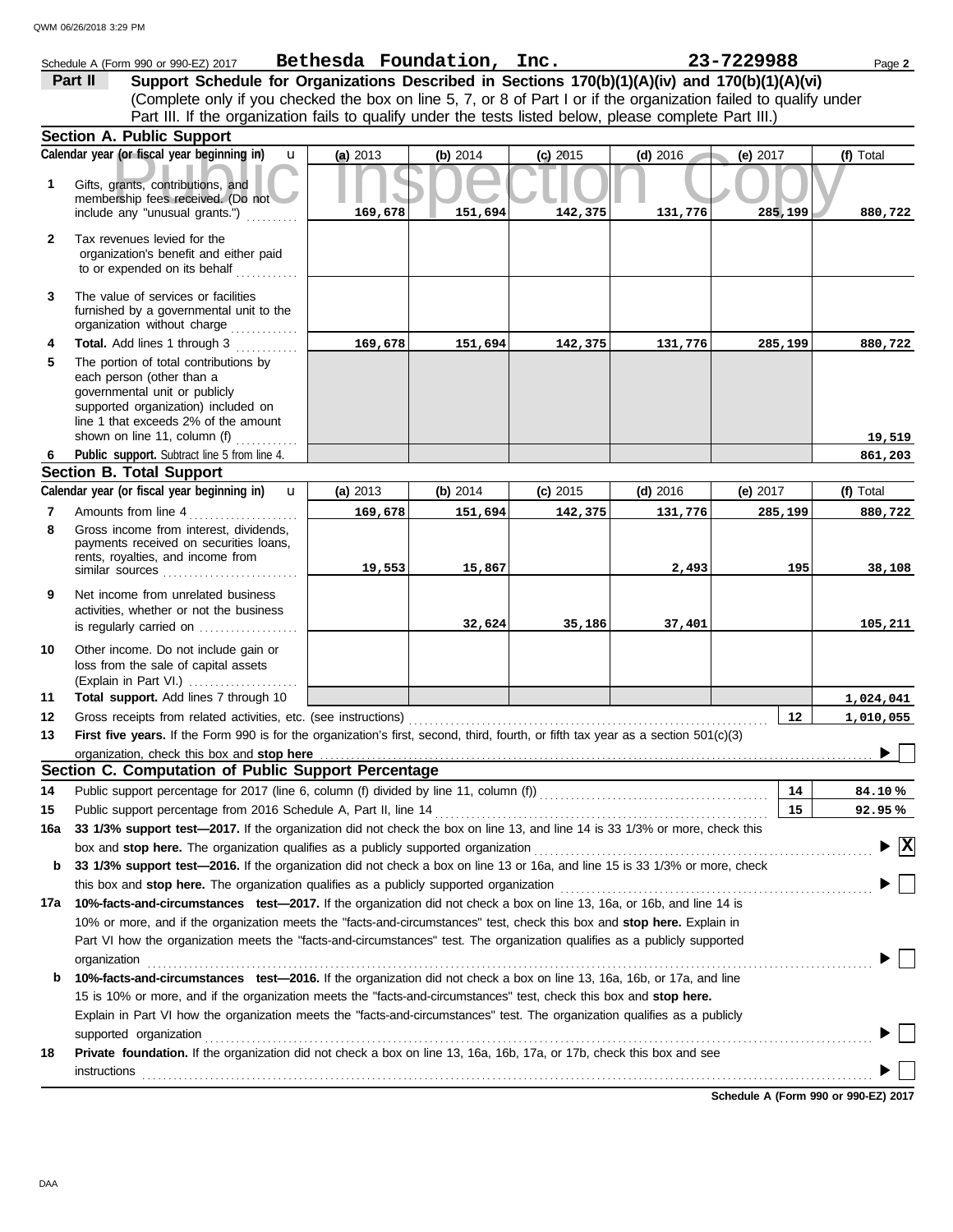Schedule A (Form 990 or 990-EZ) 2017 **Bethesda Foundation, Inc.** **23-7229988** Page **2**

## Part II Support Schedule for Organizations Described in Sections 170(b)(1)(A)(iv) and 170(b)(1)(A)(vi)

(Complete only if you checked the box on line 5, 7, or 8 of Part I or if the organization failed to qualify under Part III. If the organization fails to qualify under the tests listed below, please complete Part III.)

### Section A. Public Support

| | Calendar year (or fiscal year beginning in) | (a) 2013 | (b) 2014 | (c) 2015 | (d) 2016 | (e) 2017 | (f) Total |
|---|---|---|---|---|---|---|---|
| 1 | Gifts, grants, contributions, and membership fees received. (Do not include any "unusual grants.") | 169,678 | 151,694 | 142,375 | 131,776 | 285,199 | 880,722 |
| 2 | Tax revenues levied for the organization's benefit and either paid to or expended on its behalf | | | | | | |
| 3 | The value of services or facilities furnished by a governmental unit to the organization without charge | | | | | | |
| 4 | **Total.** Add lines 1 through 3 | 169,678 | 151,694 | 142,375 | 131,776 | 285,199 | 880,722 |
| 5 | The portion of total contributions by each person (other than a governmental unit or publicly supported organization) included on line 1 that exceeds 2% of the amount shown on line 11, column (f) | | | | | | 19,519 |
| 6 | **Public support.** Subtract line 5 from line 4. | | | | | | 861,203 |

### Section B. Total Support

| | Calendar year (or fiscal year beginning in) | (a) 2013 | (b) 2014 | (c) 2015 | (d) 2016 | (e) 2017 | (f) Total |
|---|---|---|---|---|---|---|---|
| 7 | Amounts from line 4 | 169,678 | 151,694 | 142,375 | 131,776 | 285,199 | 880,722 |
| 8 | Gross income from interest, dividends, payments received on securities loans, rents, royalties, and income from similar sources | 19,553 | 15,867 | | 2,493 | 195 | 38,108 |
| 9 | Net income from unrelated business activities, whether or not the business is regularly carried on | | 32,624 | 35,186 | 37,401 | | 105,211 |
| 10 | Other income. Do not include gain or loss from the sale of capital assets (Explain in Part VI.) | | | | | | |
| 11 | **Total support.** Add lines 7 through 10 | | | | | | 1,024,041 |

| | | | |
|---|---|---|---|
| 12 | Gross receipts from related activities, etc. (see instructions) | 12 | 1,010,055 |
| 13 | **First five years.** If the Form 990 is for the organization's first, second, third, fourth, or fifth tax year as a section 501(c)(3) organization, check this box and **stop here** | | ☐ |

### Section C. Computation of Public Support Percentage

| | | | |
|---|---|---|---|
| 14 | Public support percentage for 2017 (line 6, column (f) divided by line 11, column (f)) | 14 | 84.10 % |
| 15 | Public support percentage from 2016 Schedule A, Part II, line 14 | 15 | 92.95 % |

**16a** **33 1/3% support test—2017.** If the organization did not check the box on line 13, and line 14 is 33 1/3% or more, check this box and **stop here.** The organization qualifies as a publicly supported organization ☒

**b** **33 1/3% support test—2016.** If the organization did not check a box on line 13 or 16a, and line 15 is 33 1/3% or more, check this box and **stop here.** The organization qualifies as a publicly supported organization ☐

**17a** **10%-facts-and-circumstances test—2017.** If the organization did not check a box on line 13, 16a, or 16b, and line 14 is 10% or more, and if the organization meets the "facts-and-circumstances" test, check this box and **stop here.** Explain in Part VI how the organization meets the "facts-and-circumstances" test. The organization qualifies as a publicly supported organization ☐

**b** **10%-facts-and-circumstances test—2016.** If the organization did not check a box on line 13, 16a, 16b, or 17a, and line 15 is 10% or more, and if the organization meets the "facts-and-circumstances" test, check this box and **stop here.** Explain in Part VI how the organization meets the "facts-and-circumstances" test. The organization qualifies as a publicly supported organization ☐

**18** **Private foundation.** If the organization did not check a box on line 13, 16a, 16b, 17a, or 17b, check this box and see instructions ☐

**Schedule A (Form 990 or 990-EZ) 2017**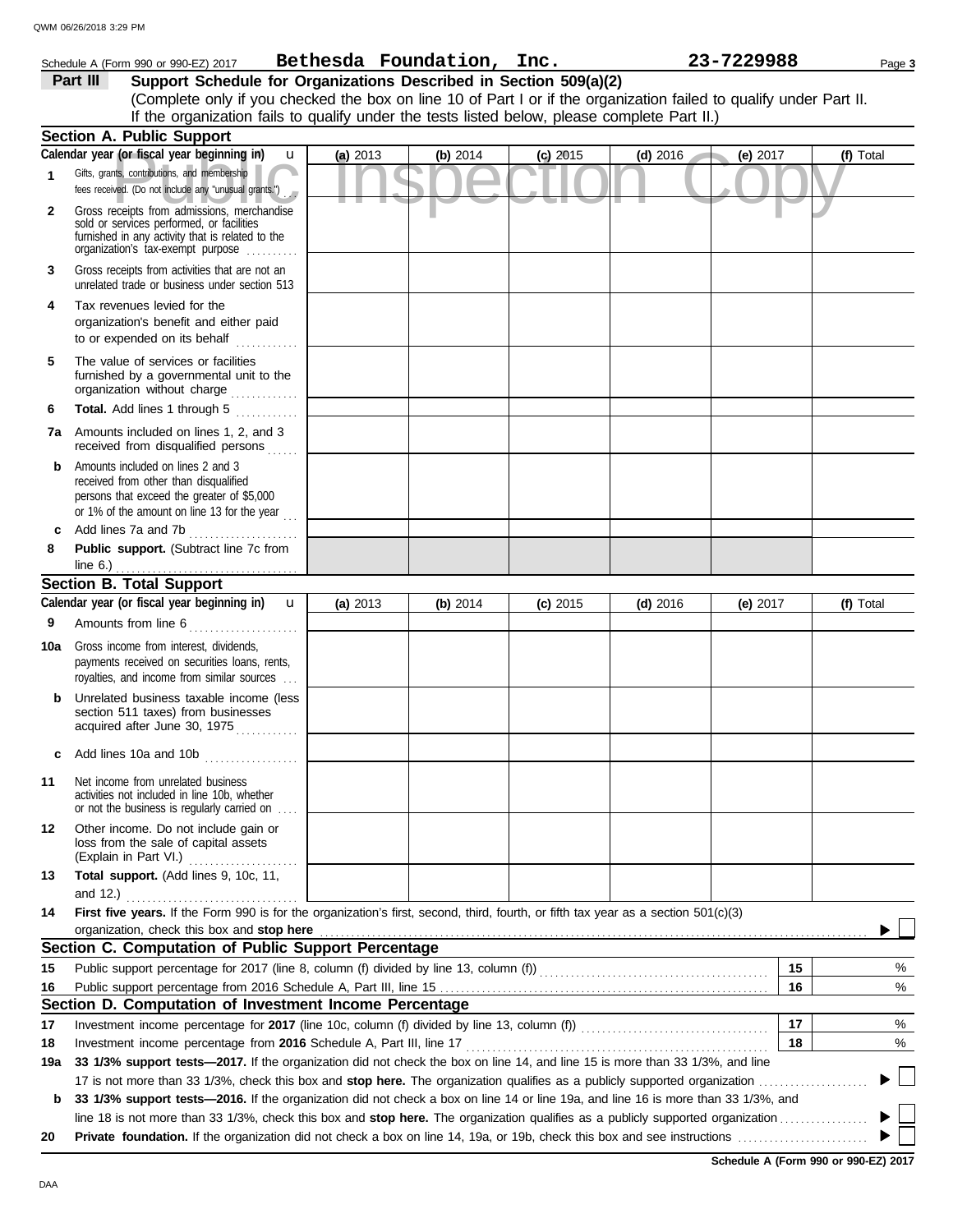Schedule A (Form 990 or 990-EZ) 2017 **Bethesda Foundation, Inc.** **23-7229988** Page **3**

**Part III** **Support Schedule for Organizations Described in Section 509(a)(2)**

(Complete only if you checked the box on line 10 of Part I or if the organization failed to qualify under Part II. If the organization fails to qualify under the tests listed below, please complete Part II.)

## Section A. Public Support

| Calendar year (or fiscal year beginning in) | (a) 2013 | (b) 2014 | (c) 2015 | (d) 2016 | (e) 2017 | (f) Total |
|---|---|---|---|---|---|---|
| **1** Gifts, grants, contributions, and membership fees received. (Do not include any "unusual grants.") | | | | | | |
| **2** Gross receipts from admissions, merchandise sold or services performed, or facilities furnished in any activity that is related to the organization's tax-exempt purpose | | | | | | |
| **3** Gross receipts from activities that are not an unrelated trade or business under section 513 | | | | | | |
| **4** Tax revenues levied for the organization's benefit and either paid to or expended on its behalf | | | | | | |
| **5** The value of services or facilities furnished by a governmental unit to the organization without charge | | | | | | |
| **6** **Total.** Add lines 1 through 5 | | | | | | |
| **7a** Amounts included on lines 1, 2, and 3 received from disqualified persons | | | | | | |
| **b** Amounts included on lines 2 and 3 received from other than disqualified persons that exceed the greater of $5,000 or 1% of the amount on line 13 for the year | | | | | | |
| **c** Add lines 7a and 7b | | | | | | |
| **8** **Public support.** (Subtract line 7c from line 6.) | | | | | | |

## Section B. Total Support

| Calendar year (or fiscal year beginning in) | (a) 2013 | (b) 2014 | (c) 2015 | (d) 2016 | (e) 2017 | (f) Total |
|---|---|---|---|---|---|---|
| **9** Amounts from line 6 | | | | | | |
| **10a** Gross income from interest, dividends, payments received on securities loans, rents, royalties, and income from similar sources | | | | | | |
| **b** Unrelated business taxable income (less section 511 taxes) from businesses acquired after June 30, 1975 | | | | | | |
| **c** Add lines 10a and 10b | | | | | | |
| **11** Net income from unrelated business activities not included in line 10b, whether or not the business is regularly carried on | | | | | | |
| **12** Other income. Do not include gain or loss from the sale of capital assets (Explain in Part VI.) | | | | | | |
| **13** **Total support.** (Add lines 9, 10c, 11, and 12.) | | | | | | |

**14** **First five years.** If the Form 990 is for the organization's first, second, third, fourth, or fifth tax year as a section 501(c)(3) organization, check this box and **stop here** ☐

## Section C. Computation of Public Support Percentage

| | | | |
|---|---|---|---|
| **15** | Public support percentage for 2017 (line 8, column (f) divided by line 13, column (f)) | **15** | % |
| **16** | Public support percentage from 2016 Schedule A, Part III, line 15 | **16** | % |

## Section D. Computation of Investment Income Percentage

| | | | |
|---|---|---|---|
| **17** | Investment income percentage for **2017** (line 10c, column (f) divided by line 13, column (f)) | **17** | % |
| **18** | Investment income percentage from **2016** Schedule A, Part III, line 17 | **18** | % |

**19a** **33 1/3% support tests—2017.** If the organization did not check the box on line 14, and line 15 is more than 33 1/3%, and line 17 is not more than 33 1/3%, check this box and **stop here.** The organization qualifies as a publicly supported organization ☐

**b** **33 1/3% support tests—2016.** If the organization did not check a box on line 14 or line 19a, and line 16 is more than 33 1/3%, and line 18 is not more than 33 1/3%, check this box and **stop here.** The organization qualifies as a publicly supported organization ☐

**20** **Private foundation.** If the organization did not check a box on line 14, 19a, or 19b, check this box and see instructions ☐

**Schedule A (Form 990 or 990-EZ) 2017**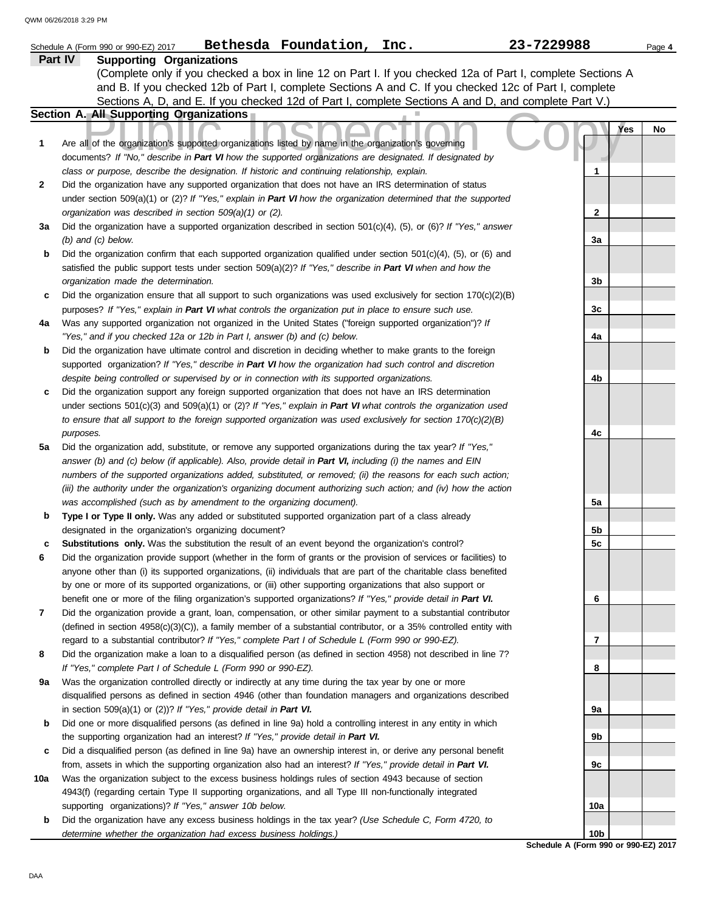Schedule A (Form 990 or 990-EZ) 2017 **Bethesda Foundation, Inc.** **23-7229988**

## Part IV Supporting Organizations

(Complete only if you checked a box in line 12 on Part I. If you checked 12a of Part I, complete Sections A and B. If you checked 12b of Part I, complete Sections A and C. If you checked 12c of Part I, complete Sections A, D, and E. If you checked 12d of Part I, complete Sections A and D, and complete Part V.)

### Section A. All Supporting Organizations

| | | | Yes | No |
|---|---|---|---|---|
| **1** | Are all of the organization's supported organizations listed by name in the organization's governing documents? *If "No," describe in **Part VI** how the supported organizations are designated. If designated by class or purpose, describe the designation. If historic and continuing relationship, explain.* | 1 | | |
| **2** | Did the organization have any supported organization that does not have an IRS determination of status under section 509(a)(1) or (2)? *If "Yes," explain in **Part VI** how the organization determined that the supported organization was described in section 509(a)(1) or (2).* | 2 | | |
| **3a** | Did the organization have a supported organization described in section 501(c)(4), (5), or (6)? *If "Yes," answer (b) and (c) below.* | 3a | | |
| **b** | Did the organization confirm that each supported organization qualified under section 501(c)(4), (5), or (6) and satisfied the public support tests under section 509(a)(2)? *If "Yes," describe in **Part VI** when and how the organization made the determination.* | 3b | | |
| **c** | Did the organization ensure that all support to such organizations was used exclusively for section 170(c)(2)(B) purposes? *If "Yes," explain in **Part VI** what controls the organization put in place to ensure such use.* | 3c | | |
| **4a** | Was any supported organization not organized in the United States ("foreign supported organization")? *If "Yes," and if you checked 12a or 12b in Part I, answer (b) and (c) below.* | 4a | | |
| **b** | Did the organization have ultimate control and discretion in deciding whether to make grants to the foreign supported organization? *If "Yes," describe in **Part VI** how the organization had such control and discretion despite being controlled or supervised by or in connection with its supported organizations.* | 4b | | |
| **c** | Did the organization support any foreign supported organization that does not have an IRS determination under sections 501(c)(3) and 509(a)(1) or (2)? *If "Yes," explain in **Part VI** what controls the organization used to ensure that all support to the foreign supported organization was used exclusively for section 170(c)(2)(B) purposes.* | 4c | | |
| **5a** | Did the organization add, substitute, or remove any supported organizations during the tax year? *If "Yes," answer (b) and (c) below (if applicable). Also, provide detail in **Part VI,** including (i) the names and EIN numbers of the supported organizations added, substituted, or removed; (ii) the reasons for each such action; (iii) the authority under the organization's organizing document authorizing such action; and (iv) how the action was accomplished (such as by amendment to the organizing document).* | 5a | | |
| **b** | **Type I or Type II only.** Was any added or substituted supported organization part of a class already designated in the organization's organizing document? | 5b | | |
| **c** | **Substitutions only.** Was the substitution the result of an event beyond the organization's control? | 5c | | |
| **6** | Did the organization provide support (whether in the form of grants or the provision of services or facilities) to anyone other than (i) its supported organizations, (ii) individuals that are part of the charitable class benefited by one or more of its supported organizations, or (iii) other supporting organizations that also support or benefit one or more of the filing organization's supported organizations? *If "Yes," provide detail in **Part VI.*** | 6 | | |
| **7** | Did the organization provide a grant, loan, compensation, or other similar payment to a substantial contributor (defined in section 4958(c)(3)(C)), a family member of a substantial contributor, or a 35% controlled entity with regard to a substantial contributor? *If "Yes," complete Part I of Schedule L (Form 990 or 990-EZ).* | 7 | | |
| **8** | Did the organization make a loan to a disqualified person (as defined in section 4958) not described in line 7? *If "Yes," complete Part I of Schedule L (Form 990 or 990-EZ).* | 8 | | |
| **9a** | Was the organization controlled directly or indirectly at any time during the tax year by one or more disqualified persons as defined in section 4946 (other than foundation managers and organizations described in section 509(a)(1) or (2))? *If "Yes," provide detail in **Part VI.*** | 9a | | |
| **b** | Did one or more disqualified persons (as defined in line 9a) hold a controlling interest in any entity in which the supporting organization had an interest? *If "Yes," provide detail in **Part VI.*** | 9b | | |
| **c** | Did a disqualified person (as defined in line 9a) have an ownership interest in, or derive any personal benefit from, assets in which the supporting organization also had an interest? *If "Yes," provide detail in **Part VI.*** | 9c | | |
| **10a** | Was the organization subject to the excess business holdings rules of section 4943 because of section 4943(f) (regarding certain Type II supporting organizations, and all Type III non-functionally integrated supporting organizations)? *If "Yes," answer 10b below.* | 10a | | |
| **b** | Did the organization have any excess business holdings in the tax year? *(Use Schedule C, Form 4720, to determine whether the organization had excess business holdings.)* | 10b | | |

**Schedule A (Form 990 or 990-EZ) 2017**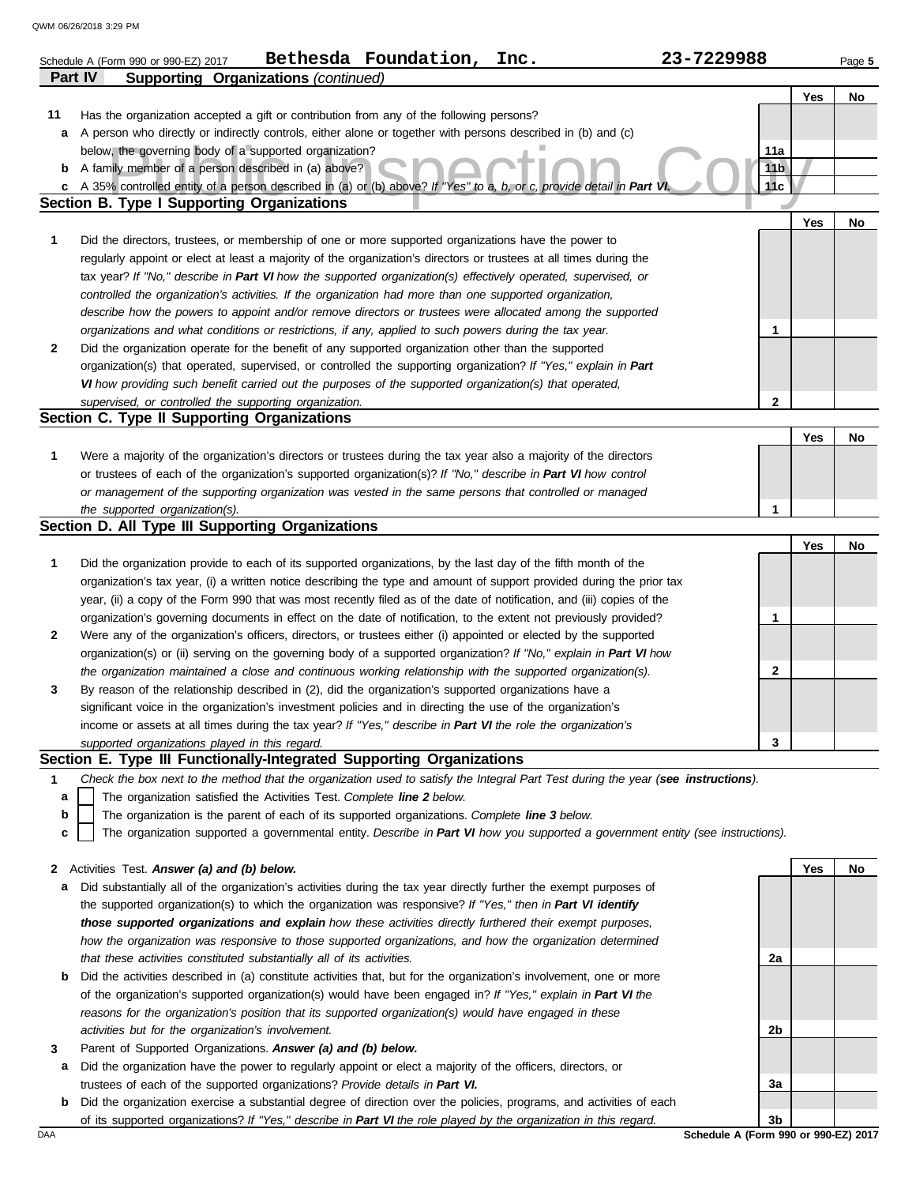Schedule A (Form 990 or 990-EZ) 2017 **Bethesda Foundation, Inc.** **23-7229988**

**Part IV** **Supporting Organizations** *(continued)*

| | | | Yes | No |
|---|---|---|---|---|
| **11** | Has the organization accepted a gift or contribution from any of the following persons? | | | |
| **a** | A person who directly or indirectly controls, either alone or together with persons described in (b) and (c) below, the governing body of a supported organization? | **11a** | | |
| **b** | A family member of a person described in (a) above? | **11b** | | |
| **c** | A 35% controlled entity of a person described in (a) or (b) above? *If "Yes" to a, b, or c, provide detail in **Part VI**.* | **11c** | | |

**Section B. Type I Supporting Organizations**

| | | | Yes | No |
|---|---|---|---|---|
| **1** | Did the directors, trustees, or membership of one or more supported organizations have the power to regularly appoint or elect at least a majority of the organization's directors or trustees at all times during the tax year? *If "No," describe in **Part VI** how the supported organization(s) effectively operated, supervised, or controlled the organization's activities. If the organization had more than one supported organization, describe how the powers to appoint and/or remove directors or trustees were allocated among the supported organizations and what conditions or restrictions, if any, applied to such powers during the tax year.* | **1** | | |
| **2** | Did the organization operate for the benefit of any supported organization other than the supported organization(s) that operated, supervised, or controlled the supporting organization? *If "Yes," explain in **Part VI** how providing such benefit carried out the purposes of the supported organization(s) that operated, supervised, or controlled the supporting organization.* | **2** | | |

**Section C. Type II Supporting Organizations**

| | | | Yes | No |
|---|---|---|---|---|
| **1** | Were a majority of the organization's directors or trustees during the tax year also a majority of the directors or trustees of each of the organization's supported organization(s)? *If "No," describe in **Part VI** how control or management of the supporting organization was vested in the same persons that controlled or managed the supported organization(s).* | **1** | | |

**Section D. All Type III Supporting Organizations**

| | | | Yes | No |
|---|---|---|---|---|
| **1** | Did the organization provide to each of its supported organizations, by the last day of the fifth month of the organization's tax year, (i) a written notice describing the type and amount of support provided during the prior tax year, (ii) a copy of the Form 990 that was most recently filed as of the date of notification, and (iii) copies of the organization's governing documents in effect on the date of notification, to the extent not previously provided? | **1** | | |
| **2** | Were any of the organization's officers, directors, or trustees either (i) appointed or elected by the supported organization(s) or (ii) serving on the governing body of a supported organization? *If "No," explain in **Part VI** how the organization maintained a close and continuous working relationship with the supported organization(s).* | **2** | | |
| **3** | By reason of the relationship described in (2), did the organization's supported organizations have a significant voice in the organization's investment policies and in directing the use of the organization's income or assets at all times during the tax year? *If "Yes," describe in **Part VI** the role the organization's supported organizations played in this regard.* | **3** | | |

**Section E. Type III Functionally-Integrated Supporting Organizations**

**1** *Check the box next to the method that the organization used to satisfy the Integral Part Test during the year (**see instructions**).*

- **a** ☐ The organization satisfied the Activities Test. *Complete **line 2** below.*
- **b** ☐ The organization is the parent of each of its supported organizations. *Complete **line 3** below.*
- **c** ☐ The organization supported a governmental entity. *Describe in **Part VI** how you supported a government entity (see instructions).*

| | | | Yes | No |
|---|---|---|---|---|
| **2** | Activities Test. ***Answer (a) and (b) below.*** | | | |
| **a** | Did substantially all of the organization's activities during the tax year directly further the exempt purposes of the supported organization(s) to which the organization was responsive? *If "Yes," then in **Part VI identify those supported organizations and explain** how these activities directly furthered their exempt purposes, how the organization was responsive to those supported organizations, and how the organization determined that these activities constituted substantially all of its activities.* | **2a** | | |
| **b** | Did the activities described in (a) constitute activities that, but for the organization's involvement, one or more of the organization's supported organization(s) would have been engaged in? *If "Yes," explain in **Part VI** the reasons for the organization's position that its supported organization(s) would have engaged in these activities but for the organization's involvement.* | **2b** | | |
| **3** | Parent of Supported Organizations. ***Answer (a) and (b) below.*** | | | |
| **a** | Did the organization have the power to regularly appoint or elect a majority of the officers, directors, or trustees of each of the supported organizations? *Provide details in **Part VI**.* | **3a** | | |
| **b** | Did the organization exercise a substantial degree of direction over the policies, programs, and activities of each of its supported organizations? *If "Yes," describe in **Part VI** the role played by the organization in this regard.* | **3b** | | |

**Schedule A (Form 990 or 990-EZ) 2017**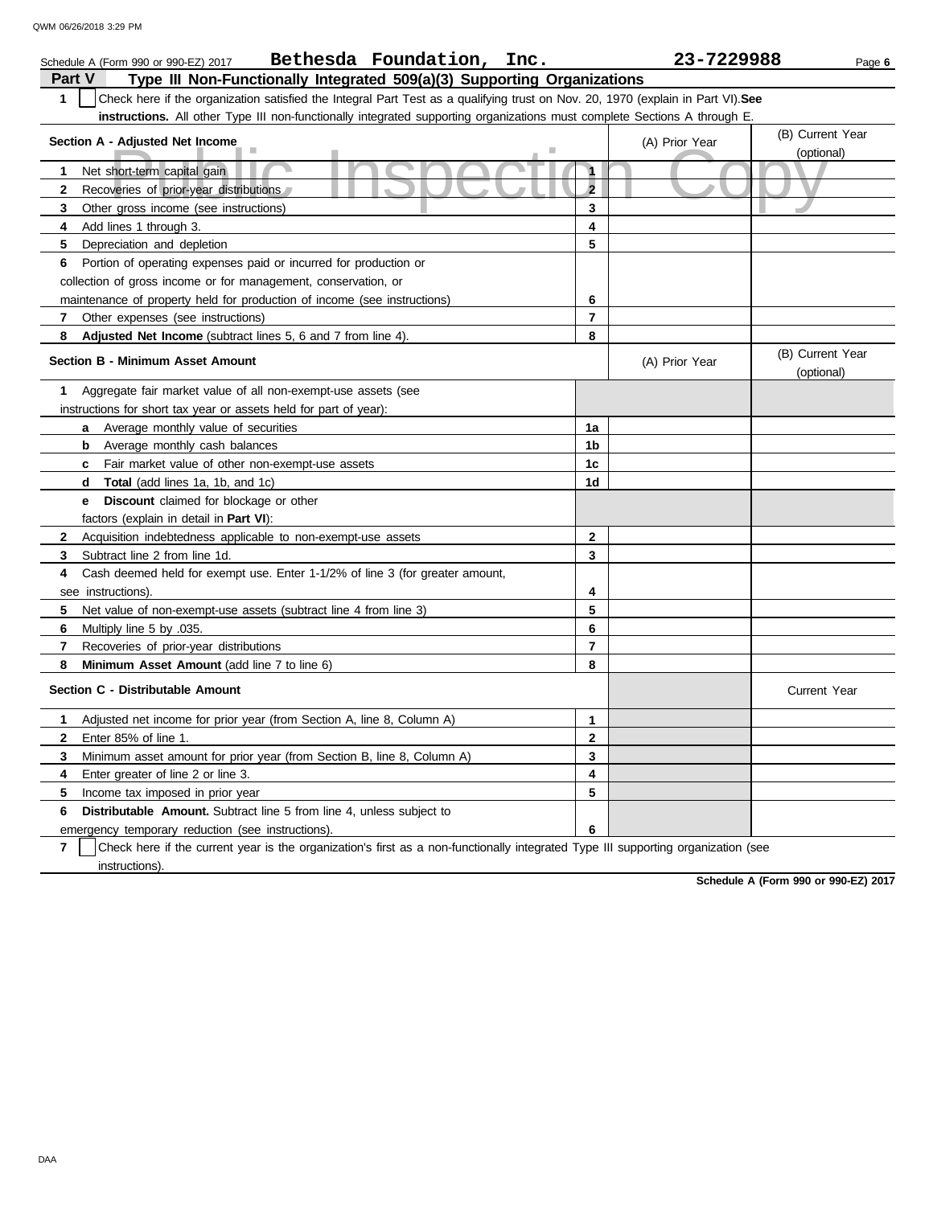Schedule A (Form 990 or 990-EZ) 2017 **Bethesda Foundation, Inc.** **23-7229988** Page **6**

## Part V Type III Non-Functionally Integrated 509(a)(3) Supporting Organizations

**1** ☐ Check here if the organization satisfied the Integral Part Test as a qualifying trust on Nov. 20, 1970 (explain in Part VI). **See instructions.** All other Type III non-functionally integrated supporting organizations must complete Sections A through E.

| Section A - Adjusted Net Income | | (A) Prior Year | (B) Current Year (optional) |
|---|---|---|---|
| **1** Net short-term capital gain | 1 | | |
| **2** Recoveries of prior-year distributions | 2 | | |
| **3** Other gross income (see instructions) | 3 | | |
| **4** Add lines 1 through 3. | 4 | | |
| **5** Depreciation and depletion | 5 | | |
| **6** Portion of operating expenses paid or incurred for production or collection of gross income or for management, conservation, or maintenance of property held for production of income (see instructions) | 6 | | |
| **7** Other expenses (see instructions) | 7 | | |
| **8** **Adjusted Net Income** (subtract lines 5, 6 and 7 from line 4). | 8 | | |

| Section B - Minimum Asset Amount | | (A) Prior Year | (B) Current Year (optional) |
|---|---|---|---|
| **1** Aggregate fair market value of all non-exempt-use assets (see instructions for short tax year or assets held for part of year): | | | |
| **a** Average monthly value of securities | 1a | | |
| **b** Average monthly cash balances | 1b | | |
| **c** Fair market value of other non-exempt-use assets | 1c | | |
| **d** **Total** (add lines 1a, 1b, and 1c) | 1d | | |
| **e** **Discount** claimed for blockage or other factors (explain in detail in **Part VI**): | | | |
| **2** Acquisition indebtedness applicable to non-exempt-use assets | 2 | | |
| **3** Subtract line 2 from line 1d. | 3 | | |
| **4** Cash deemed held for exempt use. Enter 1-1/2% of line 3 (for greater amount, see instructions). | 4 | | |
| **5** Net value of non-exempt-use assets (subtract line 4 from line 3) | 5 | | |
| **6** Multiply line 5 by .035. | 6 | | |
| **7** Recoveries of prior-year distributions | 7 | | |
| **8** **Minimum Asset Amount** (add line 7 to line 6) | 8 | | |

| Section C - Distributable Amount | | | Current Year |
|---|---|---|---|
| **1** Adjusted net income for prior year (from Section A, line 8, Column A) | 1 | | |
| **2** Enter 85% of line 1. | 2 | | |
| **3** Minimum asset amount for prior year (from Section B, line 8, Column A) | 3 | | |
| **4** Enter greater of line 2 or line 3. | 4 | | |
| **5** Income tax imposed in prior year | 5 | | |
| **6** **Distributable Amount.** Subtract line 5 from line 4, unless subject to emergency temporary reduction (see instructions). | 6 | | |

**7** ☐ Check here if the current year is the organization's first as a non-functionally integrated Type III supporting organization (see instructions).

**Schedule A (Form 990 or 990-EZ) 2017**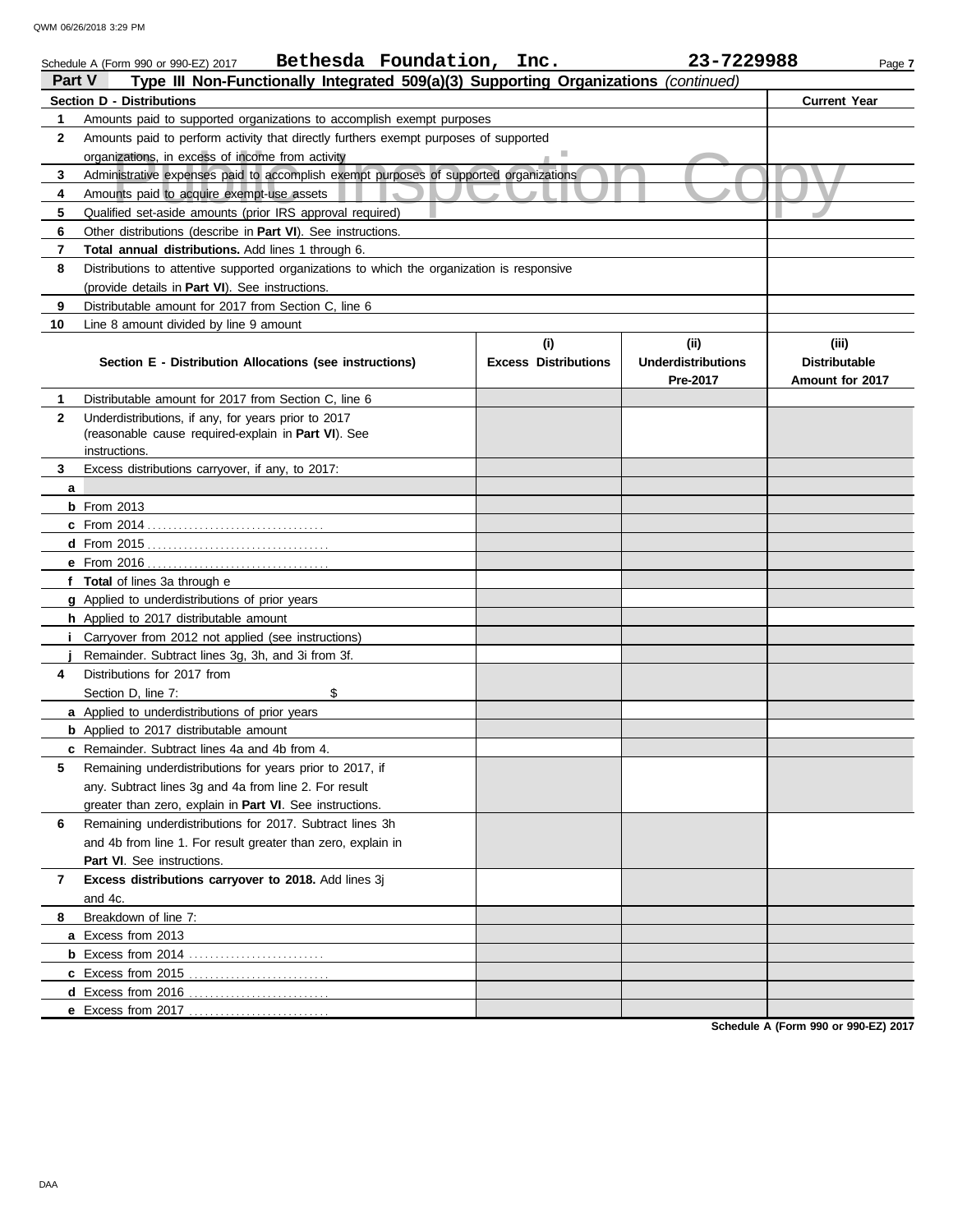Schedule A (Form 990 or 990-EZ) 2017 **Bethesda Foundation, Inc.** **23-7229988**

## Part V Type III Non-Functionally Integrated 509(a)(3) Supporting Organizations *(continued)*

| Section D - Distributions | | Current Year |
|---|---|---|
| 1 | Amounts paid to supported organizations to accomplish exempt purposes | |
| 2 | Amounts paid to perform activity that directly furthers exempt purposes of supported organizations, in excess of income from activity | |
| 3 | Administrative expenses paid to accomplish exempt purposes of supported organizations | |
| 4 | Amounts paid to acquire exempt-use assets | |
| 5 | Qualified set-aside amounts (prior IRS approval required) | |
| 6 | Other distributions (describe in **Part VI**). See instructions. | |
| 7 | **Total annual distributions.** Add lines 1 through 6. | |
| 8 | Distributions to attentive supported organizations to which the organization is responsive (provide details in **Part VI**). See instructions. | |
| 9 | Distributable amount for 2017 from Section C, line 6 | |
| 10 | Line 8 amount divided by line 9 amount | |

| | Section E - Distribution Allocations (see instructions) | (i) Excess Distributions | (ii) Underdistributions Pre-2017 | (iii) Distributable Amount for 2017 |
|---|---|---|---|---|
| 1 | Distributable amount for 2017 from Section C, line 6 | | | |
| 2 | Underdistributions, if any, for years prior to 2017 (reasonable cause required-explain in **Part VI**). See instructions. | | | |
| 3 | Excess distributions carryover, if any, to 2017: | | | |
| a | | | | |
| b | From 2013 | | | |
| c | From 2014 | | | |
| d | From 2015 | | | |
| e | From 2016 | | | |
| f | **Total** of lines 3a through e | | | |
| g | Applied to underdistributions of prior years | | | |
| h | Applied to 2017 distributable amount | | | |
| i | Carryover from 2012 not applied (see instructions) | | | |
| j | Remainder. Subtract lines 3g, 3h, and 3i from 3f. | | | |
| 4 | Distributions for 2017 from Section D, line 7: $ | | | |
| a | Applied to underdistributions of prior years | | | |
| b | Applied to 2017 distributable amount | | | |
| c | Remainder. Subtract lines 4a and 4b from 4. | | | |
| 5 | Remaining underdistributions for years prior to 2017, if any. Subtract lines 3g and 4a from line 2. For result greater than zero, explain in **Part VI**. See instructions. | | | |
| 6 | Remaining underdistributions for 2017. Subtract lines 3h and 4b from line 1. For result greater than zero, explain in **Part VI**. See instructions. | | | |
| 7 | **Excess distributions carryover to 2018.** Add lines 3j and 4c. | | | |
| 8 | Breakdown of line 7: | | | |
| a | Excess from 2013 | | | |
| b | Excess from 2014 | | | |
| c | Excess from 2015 | | | |
| d | Excess from 2016 | | | |
| e | Excess from 2017 | | | |

**Schedule A (Form 990 or 990-EZ) 2017**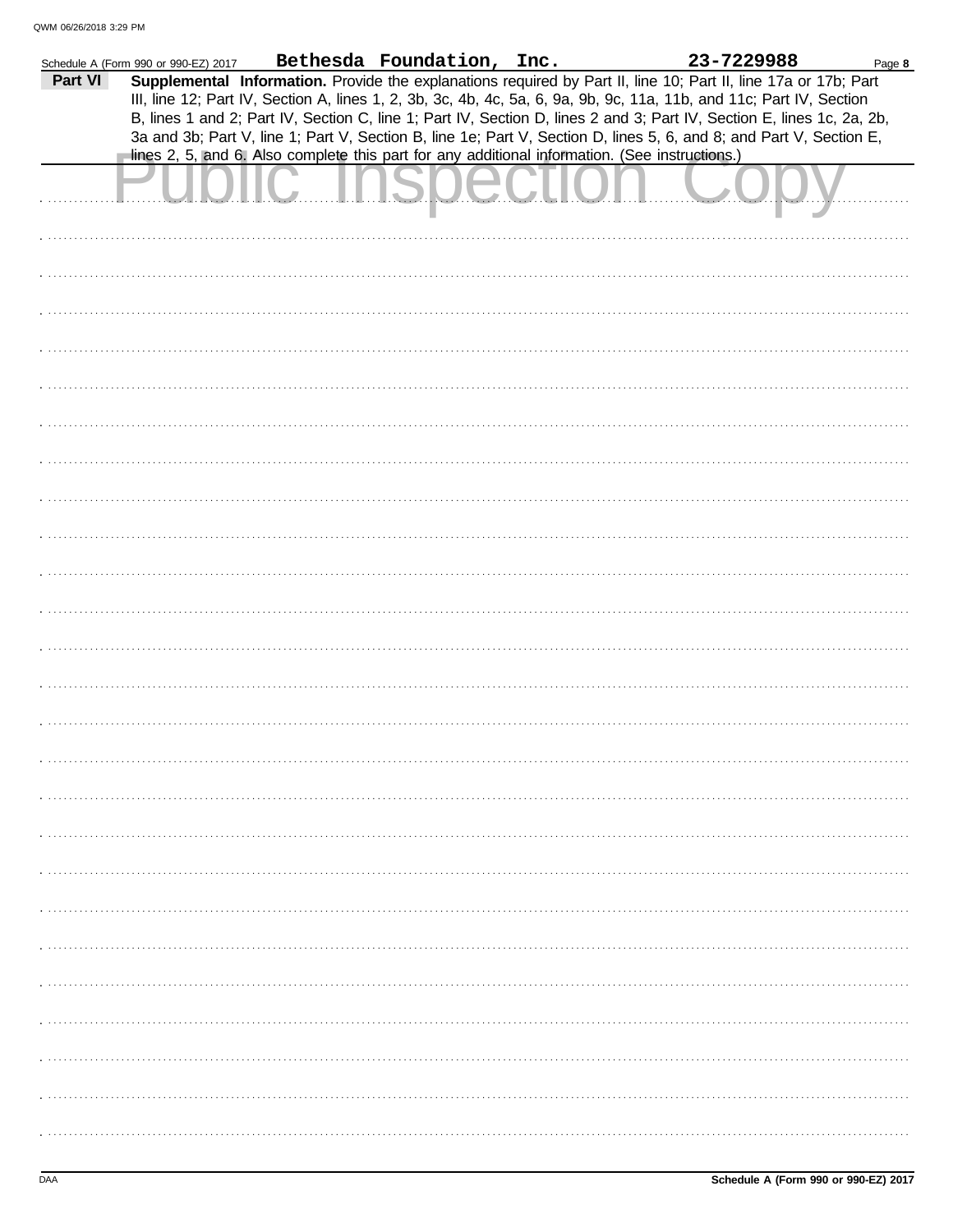Schedule A (Form 990 or 990-EZ) 2017 **Bethesda Foundation, Inc.** **23-7229988** Page **8**

**Part VI** **Supplemental Information.** Provide the explanations required by Part II, line 10; Part II, line 17a or 17b; Part III, line 12; Part IV, Section A, lines 1, 2, 3b, 3c, 4b, 4c, 5a, 6, 9a, 9b, 9c, 11a, 11b, and 11c; Part IV, Section B, lines 1 and 2; Part IV, Section C, line 1; Part IV, Section D, lines 2 and 3; Part IV, Section E, lines 1c, 2a, 2b, 3a and 3b; Part V, line 1; Part V, Section B, line 1e; Part V, Section D, lines 5, 6, and 8; and Part V, Section E, lines 2, 5, and 6. Also complete this part for any additional information. (See instructions.)

Public Inspection Copy

Schedule A (Form 990 or 990-EZ) 2017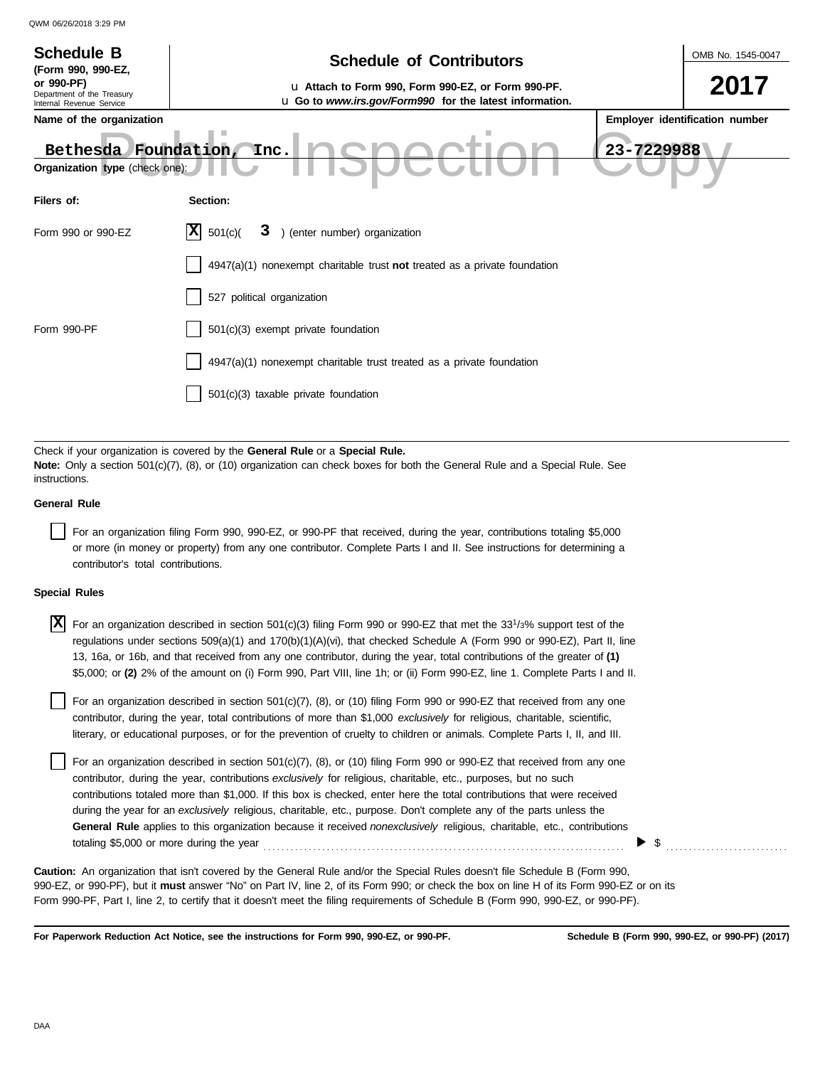**Schedule B**
**(Form 990, 990-EZ, or 990-PF)**
Department of the Treasury
Internal Revenue Service

# Schedule of Contributors

u **Attach to Form 990, Form 990-EZ, or Form 990-PF.**
u **Go to *www.irs.gov/Form990* for the latest information.**

OMB No. 1545-0047

**2017**

| Name of the organization | Employer identification number |
|---|---|
| Bethesda Foundation, Inc. | 23-7229988 |

Public Inspection Copy

**Organization type** (check one):

| Filers of: | Section: |
|---|---|
| Form 990 or 990-EZ | [X] 501(c)( 3 ) (enter number) organization |
| | [ ] 4947(a)(1) nonexempt charitable trust **not** treated as a private foundation |
| | [ ] 527 political organization |
| Form 990-PF | [ ] 501(c)(3) exempt private foundation |
| | [ ] 4947(a)(1) nonexempt charitable trust treated as a private foundation |
| | [ ] 501(c)(3) taxable private foundation |

Check if your organization is covered by the **General Rule** or a **Special Rule.**
**Note:** Only a section 501(c)(7), (8), or (10) organization can check boxes for both the General Rule and a Special Rule. See instructions.

**General Rule**

[ ] For an organization filing Form 990, 990-EZ, or 990-PF that received, during the year, contributions totaling $5,000 or more (in money or property) from any one contributor. Complete Parts I and II. See instructions for determining a contributor's total contributions.

**Special Rules**

[X] For an organization described in section 501(c)(3) filing Form 990 or 990-EZ that met the 33 1/3% support test of the regulations under sections 509(a)(1) and 170(b)(1)(A)(vi), that checked Schedule A (Form 990 or 990-EZ), Part II, line 13, 16a, or 16b, and that received from any one contributor, during the year, total contributions of the greater of **(1)** $5,000; or **(2)** 2% of the amount on (i) Form 990, Part VIII, line 1h; or (ii) Form 990-EZ, line 1. Complete Parts I and II.

[ ] For an organization described in section 501(c)(7), (8), or (10) filing Form 990 or 990-EZ that received from any one contributor, during the year, total contributions of more than $1,000 *exclusively* for religious, charitable, scientific, literary, or educational purposes, or for the prevention of cruelty to children or animals. Complete Parts I, II, and III.

[ ] For an organization described in section 501(c)(7), (8), or (10) filing Form 990 or 990-EZ that received from any one contributor, during the year, contributions *exclusively* for religious, charitable, etc., purposes, but no such contributions totaled more than $1,000. If this box is checked, enter here the total contributions that were received during the year for an *exclusively* religious, charitable, etc., purpose. Don't complete any of the parts unless the **General Rule** applies to this organization because it received *nonexclusively* religious, charitable, etc., contributions totaling $5,000 or more during the year ............ ▶ $ ............

**Caution:** An organization that isn't covered by the General Rule and/or the Special Rules doesn't file Schedule B (Form 990, 990-EZ, or 990-PF), but it **must** answer "No" on Part IV, line 2, of its Form 990; or check the box on line H of its Form 990-EZ or on its Form 990-PF, Part I, line 2, to certify that it doesn't meet the filing requirements of Schedule B (Form 990, 990-EZ, or 990-PF).

**For Paperwork Reduction Act Notice, see the instructions for Form 990, 990-EZ, or 990-PF.** **Schedule B (Form 990, 990-EZ, or 990-PF) (2017)**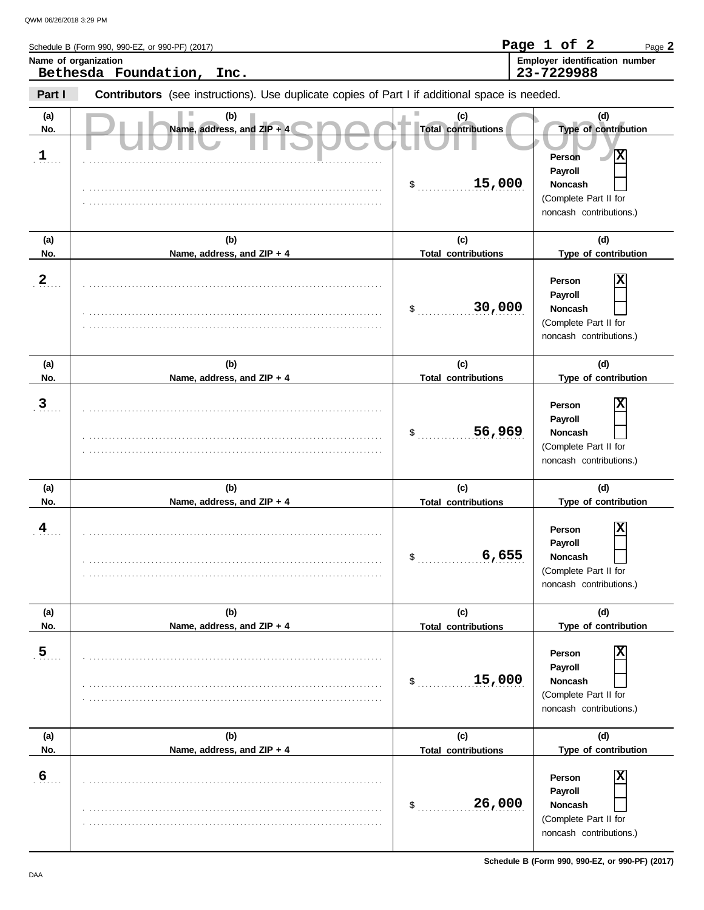Schedule B (Form 990, 990-EZ, or 990-PF) (2017)

**Name of organization**
Bethesda Foundation, Inc.

**Employer identification number**
23-7229988

**Part I** **Contributors** (see instructions). Use duplicate copies of Part I if additional space is needed.

Public Inspection Copy

| (a) No. | (b) Name, address, and ZIP + 4 | (c) Total contributions | (d) Type of contribution |
|---|---|---|---|
| 1 | | $ 15,000 | Person [X] Payroll [ ] Noncash [ ] (Complete Part II for noncash contributions.) |
| 2 | | $ 30,000 | Person [X] Payroll [ ] Noncash [ ] (Complete Part II for noncash contributions.) |
| 3 | | $ 56,969 | Person [X] Payroll [ ] Noncash [ ] (Complete Part II for noncash contributions.) |
| 4 | | $ 6,655 | Person [X] Payroll [ ] Noncash [ ] (Complete Part II for noncash contributions.) |
| 5 | | $ 15,000 | Person [X] Payroll [ ] Noncash [ ] (Complete Part II for noncash contributions.) |
| 6 | | $ 26,000 | Person [X] Payroll [ ] Noncash [ ] (Complete Part II for noncash contributions.) |

Schedule B (Form 990, 990-EZ, or 990-PF) (2017)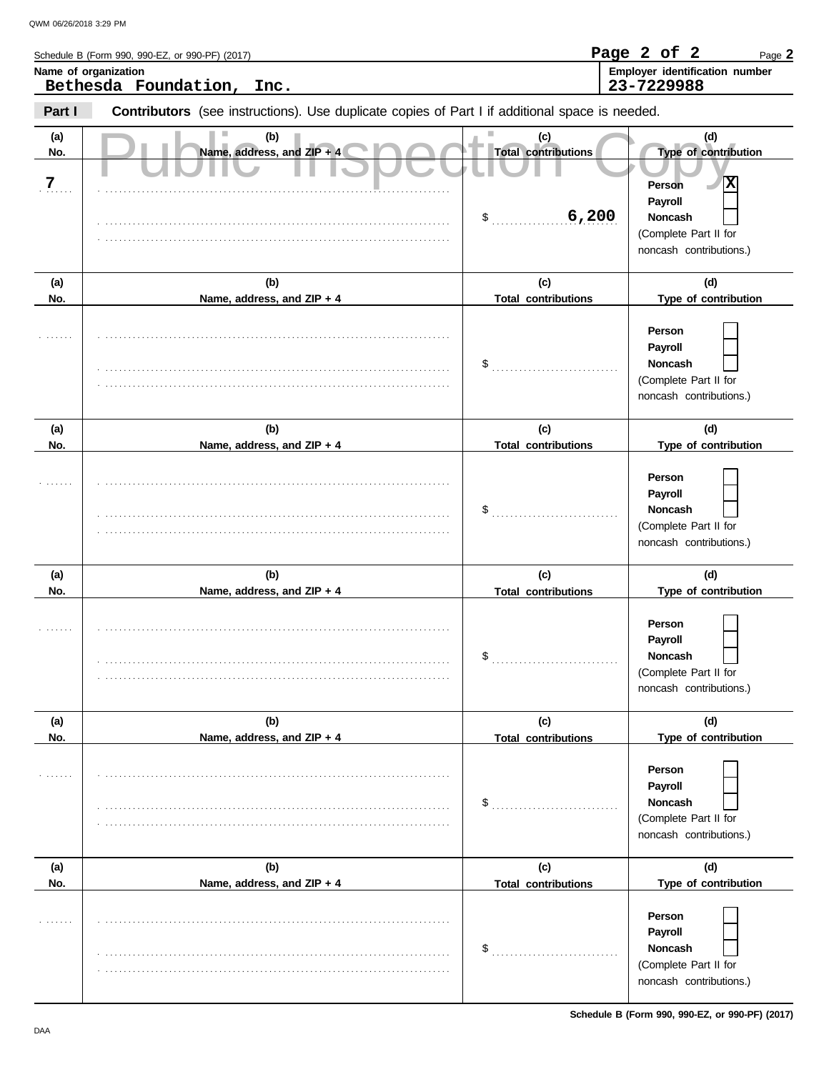Schedule B (Form 990, 990-EZ, or 990-PF) (2017)

**Name of organization**
Bethesda Foundation, Inc.

**Employer identification number**
23-7229988

**Part I** **Contributors** (see instructions). Use duplicate copies of Part I if additional space is needed.

Public Inspection Copy

| (a) No. | (b) Name, address, and ZIP + 4 | (c) Total contributions | (d) Type of contribution |
|---|---|---|---|
| 7 | | $ 6,200 | Person [X] Payroll [ ] Noncash [ ] (Complete Part II for noncash contributions.) |
| | | $ | Person [ ] Payroll [ ] Noncash [ ] (Complete Part II for noncash contributions.) |
| | | $ | Person [ ] Payroll [ ] Noncash [ ] (Complete Part II for noncash contributions.) |
| | | $ | Person [ ] Payroll [ ] Noncash [ ] (Complete Part II for noncash contributions.) |
| | | $ | Person [ ] Payroll [ ] Noncash [ ] (Complete Part II for noncash contributions.) |
| | | $ | Person [ ] Payroll [ ] Noncash [ ] (Complete Part II for noncash contributions.) |

Schedule B (Form 990, 990-EZ, or 990-PF) (2017)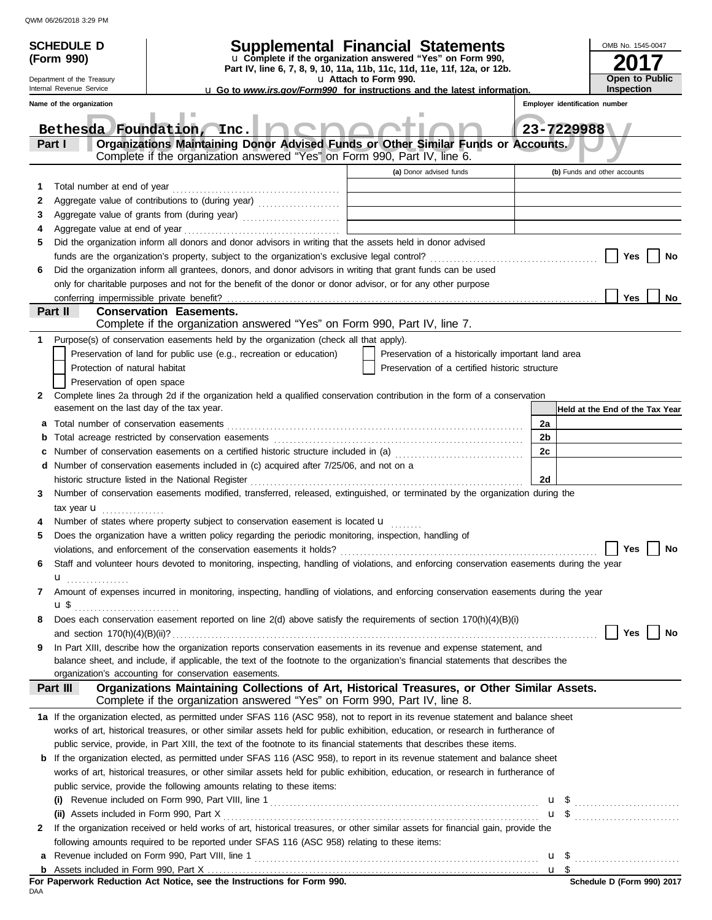QWM 06/26/2018 3:29 PM

**SCHEDULE D (Form 990)**

Department of the Treasury
Internal Revenue Service

# Supplemental Financial Statements

u **Complete if the organization answered "Yes" on Form 990, Part IV, line 6, 7, 8, 9, 10, 11a, 11b, 11c, 11d, 11e, 11f, 12a, or 12b.**
u **Attach to Form 990.**
u **Go to *www.irs.gov/Form990* for instructions and the latest information.**

OMB No. 1545-0047

**2017**

**Open to Public Inspection**

**Name of the organization**
Bethesda Foundation, Inc.

**Employer identification number**
23-7229988

Public Inspection Copy

## Part I — Organizations Maintaining Donor Advised Funds or Other Similar Funds or Accounts.
Complete if the organization answered "Yes" on Form 990, Part IV, line 6.

| | | (a) Donor advised funds | (b) Funds and other accounts |
|---|---|---|---|
| 1 | Total number at end of year | | |
| 2 | Aggregate value of contributions to (during year) | | |
| 3 | Aggregate value of grants from (during year) | | |
| 4 | Aggregate value at end of year | | |

5 Did the organization inform all donors and donor advisors in writing that the assets held in donor advised funds are the organization's property, subject to the organization's exclusive legal control? ☐ Yes ☐ No

6 Did the organization inform all grantees, donors, and donor advisors in writing that grant funds can be used only for charitable purposes and not for the benefit of the donor or donor advisor, or for any other purpose conferring impermissible private benefit? ☐ Yes ☐ No

## Part II — Conservation Easements.
Complete if the organization answered "Yes" on Form 990, Part IV, line 7.

1 Purpose(s) of conservation easements held by the organization (check all that apply).

☐ Preservation of land for public use (e.g., recreation or education)
☐ Preservation of a historically important land area
☐ Protection of natural habitat
☐ Preservation of a certified historic structure
☐ Preservation of open space

2 Complete lines 2a through 2d if the organization held a qualified conservation contribution in the form of a conservation easement on the last day of the tax year.

| | | | Held at the End of the Tax Year |
|---|---|---|---|
| a | Total number of conservation easements | 2a | |
| b | Total acreage restricted by conservation easements | 2b | |
| c | Number of conservation easements on a certified historic structure included in (a) | 2c | |
| d | Number of conservation easements included in (c) acquired after 7/25/06, and not on a historic structure listed in the National Register | 2d | |

3 Number of conservation easements modified, transferred, released, extinguished, or terminated by the organization during the tax year u ................

4 Number of states where property subject to conservation easement is located u ........

5 Does the organization have a written policy regarding the periodic monitoring, inspection, handling of violations, and enforcement of the conservation easements it holds? ☐ Yes ☐ No

6 Staff and volunteer hours devoted to monitoring, inspecting, handling of violations, and enforcing conservation easements during the year u ................

7 Amount of expenses incurred in monitoring, inspecting, handling of violations, and enforcing conservation easements during the year u $ ..........................

8 Does each conservation easement reported on line 2(d) above satisfy the requirements of section 170(h)(4)(B)(i) and section 170(h)(4)(B)(ii)? ☐ Yes ☐ No

9 In Part XIII, describe how the organization reports conservation easements in its revenue and expense statement, and balance sheet, and include, if applicable, the text of the footnote to the organization's financial statements that describes the organization's accounting for conservation easements.

## Part III — Organizations Maintaining Collections of Art, Historical Treasures, or Other Similar Assets.
Complete if the organization answered "Yes" on Form 990, Part IV, line 8.

1a If the organization elected, as permitted under SFAS 116 (ASC 958), not to report in its revenue statement and balance sheet works of art, historical treasures, or other similar assets held for public exhibition, education, or research in furtherance of public service, provide, in Part XIII, the text of the footnote to its financial statements that describes these items.

b If the organization elected, as permitted under SFAS 116 (ASC 958), to report in its revenue statement and balance sheet works of art, historical treasures, or other similar assets held for public exhibition, education, or research in furtherance of public service, provide the following amounts relating to these items:

(i) Revenue included on Form 990, Part VIII, line 1 ..... u $ ..........................

(ii) Assets included in Form 990, Part X ..... u $ ..........................

2 If the organization received or held works of art, historical treasures, or other similar assets for financial gain, provide the following amounts required to be reported under SFAS 116 (ASC 958) relating to these items:

a Revenue included on Form 990, Part VIII, line 1 ..... u $ ..........................

b Assets included in Form 990, Part X ..... u $

**For Paperwork Reduction Act Notice, see the Instructions for Form 990.**
DAA
**Schedule D (Form 990) 2017**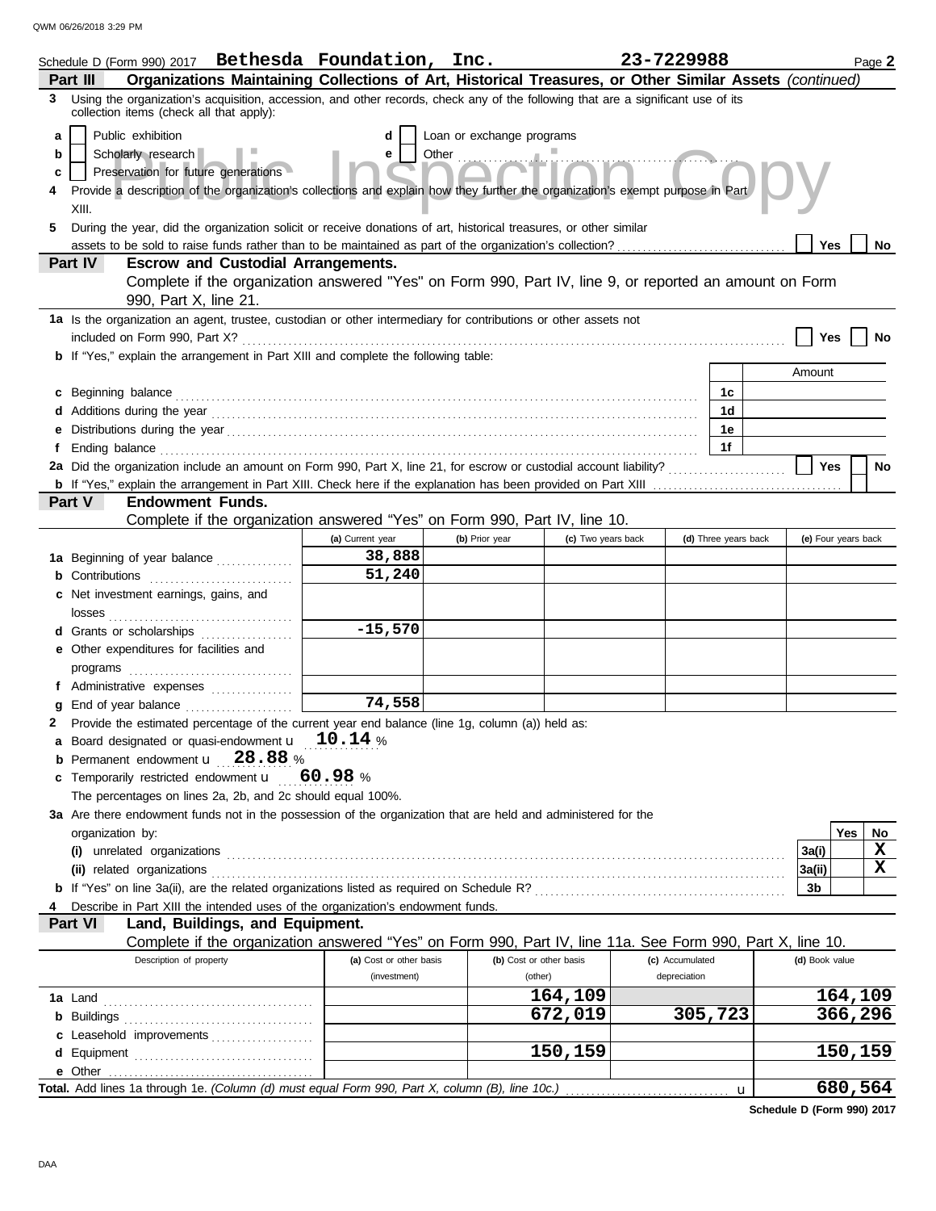Schedule D (Form 990) 2017 **Bethesda Foundation, Inc.** **23-7229988** Page **2**

## Part III Organizations Maintaining Collections of Art, Historical Treasures, or Other Similar Assets *(continued)*

**3** Using the organization's acquisition, accession, and other records, check any of the following that are a significant use of its collection items (check all that apply):

- **a** ☐ Public exhibition
- **b** ☐ Scholarly research
- **c** ☐ Preservation for future generations
- **d** ☐ Loan or exchange programs
- **e** ☐ Other ..............................

**4** Provide a description of the organization's collections and explain how they further the organization's exempt purpose in Part XIII.

**5** During the year, did the organization solicit or receive donations of art, historical treasures, or other similar assets to be sold to raise funds rather than to be maintained as part of the organization's collection? ☐ Yes ☐ No

## Part IV Escrow and Custodial Arrangements.

Complete if the organization answered "Yes" on Form 990, Part IV, line 9, or reported an amount on Form 990, Part X, line 21.

**1a** Is the organization an agent, trustee, custodian or other intermediary for contributions or other assets not included on Form 990, Part X? ☐ Yes ☐ No

**b** If "Yes," explain the arrangement in Part XIII and complete the following table:

| | | Amount |
|---|---|---|
| **c** Beginning balance | 1c | |
| **d** Additions during the year | 1d | |
| **e** Distributions during the year | 1e | |
| **f** Ending balance | 1f | |

**2a** Did the organization include an amount on Form 990, Part X, line 21, for escrow or custodial account liability? ☐ Yes ☐ No

**b** If "Yes," explain the arrangement in Part XIII. Check here if the explanation has been provided on Part XIII ☐

## Part V Endowment Funds.

Complete if the organization answered "Yes" on Form 990, Part IV, line 10.

| | (a) Current year | (b) Prior year | (c) Two years back | (d) Three years back | (e) Four years back |
|---|---|---|---|---|---|
| **1a** Beginning of year balance | 38,888 | | | | |
| **b** Contributions | 51,240 | | | | |
| **c** Net investment earnings, gains, and losses | | | | | |
| **d** Grants or scholarships | -15,570 | | | | |
| **e** Other expenditures for facilities and programs | | | | | |
| **f** Administrative expenses | | | | | |
| **g** End of year balance | 74,558 | | | | |

**2** Provide the estimated percentage of the current year end balance (line 1g, column (a)) held as:

- **a** Board designated or quasi-endowment **10.14** %
- **b** Permanent endowment **28.88** %
- **c** Temporarily restricted endowment **60.98** %

The percentages on lines 2a, 2b, and 2c should equal 100%.

**3a** Are there endowment funds not in the possession of the organization that are held and administered for the organization by:

| | | Yes | No |
|---|---|---|---|
| **(i)** unrelated organizations | 3a(i) | | X |
| **(ii)** related organizations | 3a(ii) | | X |
| **b** If "Yes" on line 3a(ii), are the related organizations listed as required on Schedule R? | 3b | | |

**4** Describe in Part XIII the intended uses of the organization's endowment funds.

## Part VI Land, Buildings, and Equipment.

Complete if the organization answered "Yes" on Form 990, Part IV, line 11a. See Form 990, Part X, line 10.

| Description of property | (a) Cost or other basis (investment) | (b) Cost or other basis (other) | (c) Accumulated depreciation | (d) Book value |
|---|---|---|---|---|
| **1a** Land | | 164,109 | | 164,109 |
| **b** Buildings | | 672,019 | 305,723 | 366,296 |
| **c** Leasehold improvements | | | | |
| **d** Equipment | | 150,159 | | 150,159 |
| **e** Other | | | | |
| **Total.** Add lines 1a through 1e. *(Column (d) must equal Form 990, Part X, column (B), line 10c.)* | | | | 680,564 |

**Schedule D (Form 990) 2017**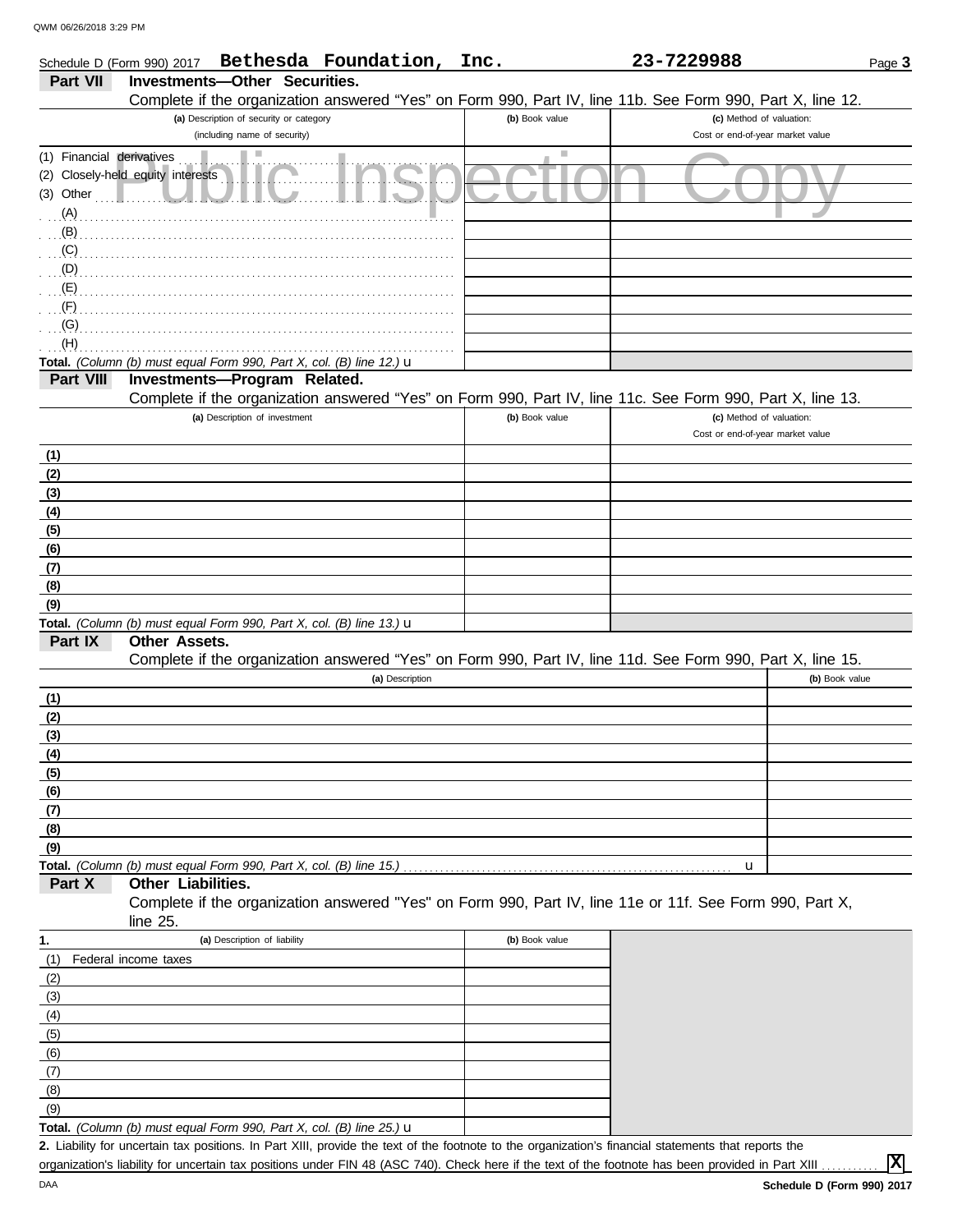Schedule D (Form 990) 2017 **Bethesda Foundation, Inc.** **23-7229988** Page **3**

## Part VII Investments—Other Securities.

Complete if the organization answered "Yes" on Form 990, Part IV, line 11b. See Form 990, Part X, line 12.

| (a) Description of security or category (including name of security) | (b) Book value | (c) Method of valuation: Cost or end-of-year market value |
|---|---|---|
| (1) Financial derivatives | | |
| (2) Closely-held equity interests | | |
| (3) Other | | |
| (A) | | |
| (B) | | |
| (C) | | |
| (D) | | |
| (E) | | |
| (F) | | |
| (G) | | |
| (H) | | |
| **Total.** *(Column (b) must equal Form 990, Part X, col. (B) line 12.)* u | | |

## Part VIII Investments—Program Related.

Complete if the organization answered "Yes" on Form 990, Part IV, line 11c. See Form 990, Part X, line 13.

| (a) Description of investment | (b) Book value | (c) Method of valuation: Cost or end-of-year market value |
|---|---|---|
| (1) | | |
| (2) | | |
| (3) | | |
| (4) | | |
| (5) | | |
| (6) | | |
| (7) | | |
| (8) | | |
| (9) | | |
| **Total.** *(Column (b) must equal Form 990, Part X, col. (B) line 13.)* u | | |

## Part IX Other Assets.

Complete if the organization answered "Yes" on Form 990, Part IV, line 11d. See Form 990, Part X, line 15.

| (a) Description | (b) Book value |
|---|---|
| (1) | |
| (2) | |
| (3) | |
| (4) | |
| (5) | |
| (6) | |
| (7) | |
| (8) | |
| (9) | |
| **Total.** *(Column (b) must equal Form 990, Part X, col. (B) line 15.)* u | |

## Part X Other Liabilities.

Complete if the organization answered "Yes" on Form 990, Part IV, line 11e or 11f. See Form 990, Part X, line 25.

| 1. (a) Description of liability | (b) Book value |
|---|---|
| (1) Federal income taxes | |
| (2) | |
| (3) | |
| (4) | |
| (5) | |
| (6) | |
| (7) | |
| (8) | |
| (9) | |
| **Total.** *(Column (b) must equal Form 990, Part X, col. (B) line 25.)* u | |

**2.** Liability for uncertain tax positions. In Part XIII, provide the text of the footnote to the organization's financial statements that reports the organization's liability for uncertain tax positions under FIN 48 (ASC 740). Check here if the text of the footnote has been provided in Part XIII ........... **[X]**

**Schedule D (Form 990) 2017**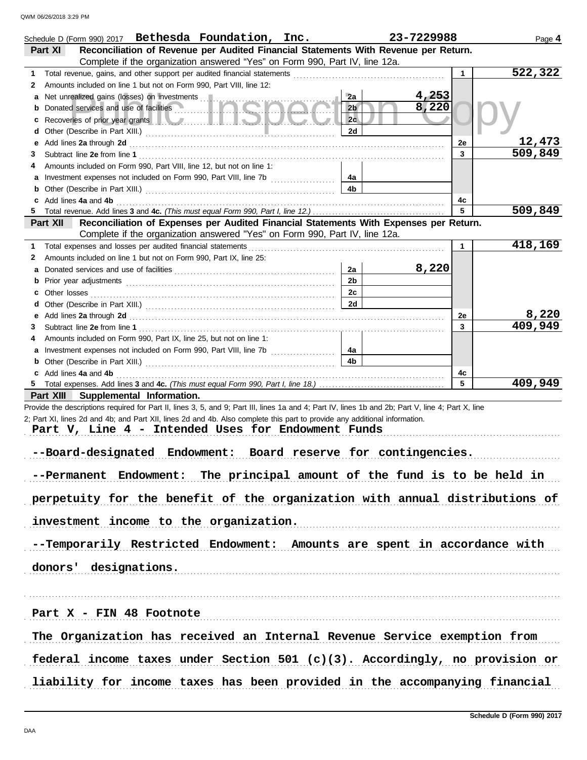Schedule D (Form 990) 2017 **Bethesda Foundation, Inc.** **23-7229988**

## Part XI Reconciliation of Revenue per Audited Financial Statements With Revenue per Return.

Complete if the organization answered "Yes" on Form 990, Part IV, line 12a.

| | | | | | |
|---|---|---|---|---|---|
| 1 | Total revenue, gains, and other support per audited financial statements | | | 1 | 522,322 |
| 2 | Amounts included on line 1 but not on Form 990, Part VIII, line 12: | | | | |
| a | Net unrealized gains (losses) on investments | 2a | 4,253 | | |
| b | Donated services and use of facilities | 2b | 8,220 | | |
| c | Recoveries of prior year grants | 2c | | | |
| d | Other (Describe in Part XIII.) | 2d | | | |
| e | Add lines 2a through 2d | | | 2e | 12,473 |
| 3 | Subtract line 2e from line 1 | | | 3 | 509,849 |
| 4 | Amounts included on Form 990, Part VIII, line 12, but not on line 1: | | | | |
| a | Investment expenses not included on Form 990, Part VIII, line 7b | 4a | | | |
| b | Other (Describe in Part XIII.) | 4b | | | |
| c | Add lines 4a and 4b | | | 4c | |
| 5 | Total revenue. Add lines 3 and 4c. *(This must equal Form 990, Part I, line 12.)* | | | 5 | 509,849 |

## Part XII Reconciliation of Expenses per Audited Financial Statements With Expenses per Return.

Complete if the organization answered "Yes" on Form 990, Part IV, line 12a.

| | | | | | |
|---|---|---|---|---|---|
| 1 | Total expenses and losses per audited financial statements | | | 1 | 418,169 |
| 2 | Amounts included on line 1 but not on Form 990, Part IX, line 25: | | | | |
| a | Donated services and use of facilities | 2a | 8,220 | | |
| b | Prior year adjustments | 2b | | | |
| c | Other losses | 2c | | | |
| d | Other (Describe in Part XIII.) | 2d | | | |
| e | Add lines 2a through 2d | | | 2e | 8,220 |
| 3 | Subtract line 2e from line 1 | | | 3 | 409,949 |
| 4 | Amounts included on Form 990, Part IX, line 25, but not on line 1: | | | | |
| a | Investment expenses not included on Form 990, Part VIII, line 7b | 4a | | | |
| b | Other (Describe in Part XIII.) | 4b | | | |
| c | Add lines 4a and 4b | | | 4c | |
| 5 | Total expenses. Add lines 3 and 4c. *(This must equal Form 990, Part I, line 18.)* | | | 5 | 409,949 |

## Part XIII Supplemental Information.

Provide the descriptions required for Part II, lines 3, 5, and 9; Part III, lines 1a and 4; Part IV, lines 1b and 2b; Part V, line 4; Part X, line 2; Part XI, lines 2d and 4b; and Part XII, lines 2d and 4b. Also complete this part to provide any additional information.

Part V, Line 4 - Intended Uses for Endowment Funds

--Board-designated Endowment: Board reserve for contingencies.

--Permanent Endowment: The principal amount of the fund is to be held in perpetuity for the benefit of the organization with annual distributions of investment income to the organization.

--Temporarily Restricted Endowment: Amounts are spent in accordance with donors' designations.

Part X - FIN 48 Footnote

The Organization has received an Internal Revenue Service exemption from federal income taxes under Section 501 (c)(3). Accordingly, no provision or liability for income taxes has been provided in the accompanying financial

Schedule D (Form 990) 2017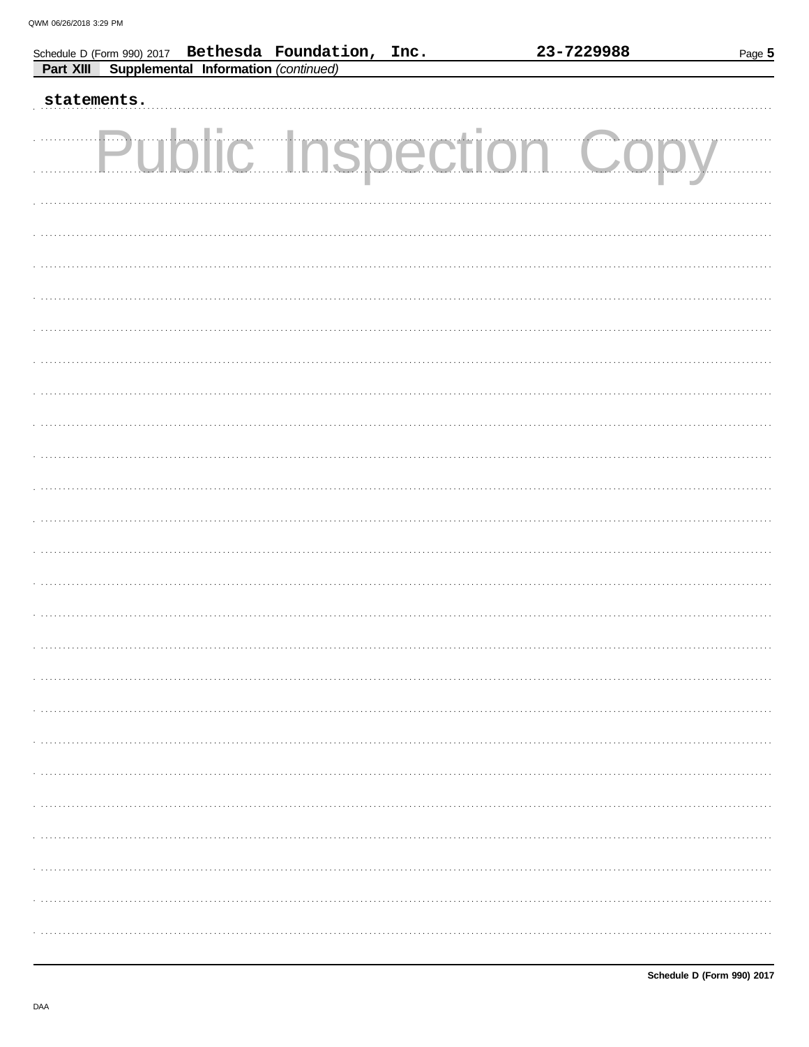Schedule D (Form 990) 2017 **Bethesda Foundation, Inc.** **23-7229988**

**Part XIII** **Supplemental Information** *(continued)*

statements.

Public Inspection Copy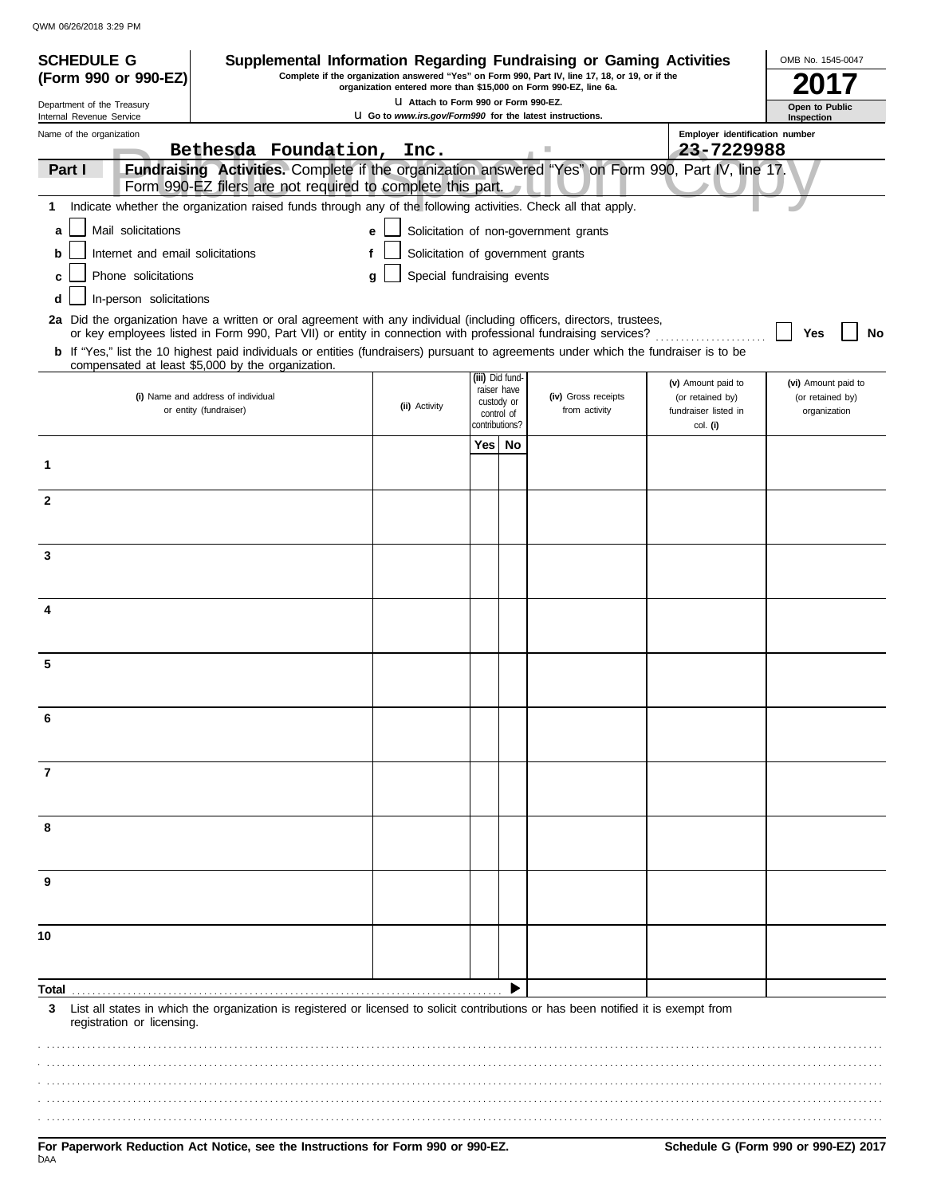**SCHEDULE G (Form 990 or 990-EZ)**

Department of the Treasury
Internal Revenue Service

# Supplemental Information Regarding Fundraising or Gaming Activities

**Complete if the organization answered "Yes" on Form 990, Part IV, line 17, 18, or 19, or if the organization entered more than $15,000 on Form 990-EZ, line 6a.**

**u Attach to Form 990 or Form 990-EZ.**

**u Go to *www.irs.gov/Form990* for the latest instructions.**

OMB No. 1545-0047

**2017**

**Open to Public Inspection**

Name of the organization: Bethesda Foundation, Inc.

Employer identification number: 23-7229988

**Part I** **Fundraising Activities.** Complete if the organization answered "Yes" on Form 990, Part IV, line 17. Form 990-EZ filers are not required to complete this part.

**1** Indicate whether the organization raised funds through any of the following activities. Check all that apply.

- **a** ☐ Mail solicitations
- **b** ☐ Internet and email solicitations
- **c** ☐ Phone solicitations
- **d** ☐ In-person solicitations
- **e** ☐ Solicitation of non-government grants
- **f** ☐ Solicitation of government grants
- **g** ☐ Special fundraising events

**2a** Did the organization have a written or oral agreement with any individual (including officers, directors, trustees, or key employees listed in Form 990, Part VII) or entity in connection with professional fundraising services? ☐ **Yes** ☐ **No**

**b** If "Yes," list the 10 highest paid individuals or entities (fundraisers) pursuant to agreements under which the fundraiser is to be compensated at least $5,000 by the organization.

| | (i) Name and address of individual or entity (fundraiser) | (ii) Activity | (iii) Did fundraiser have custody or control of contributions? Yes | No | (iv) Gross receipts from activity | (v) Amount paid to (or retained by) fundraiser listed in col. (i) | (vi) Amount paid to (or retained by) organization |
|---|---|---|---|---|---|---|---|
| 1 | | | | | | | |
| 2 | | | | | | | |
| 3 | | | | | | | |
| 4 | | | | | | | |
| 5 | | | | | | | |
| 6 | | | | | | | |
| 7 | | | | | | | |
| 8 | | | | | | | |
| 9 | | | | | | | |
| 10 | | | | | | | |
| **Total** | | | | ▶ | | | |

**3** List all states in which the organization is registered or licensed to solicit contributions or has been notified it is exempt from registration or licensing.

**For Paperwork Reduction Act Notice, see the Instructions for Form 990 or 990-EZ.** **Schedule G (Form 990 or 990-EZ) 2017**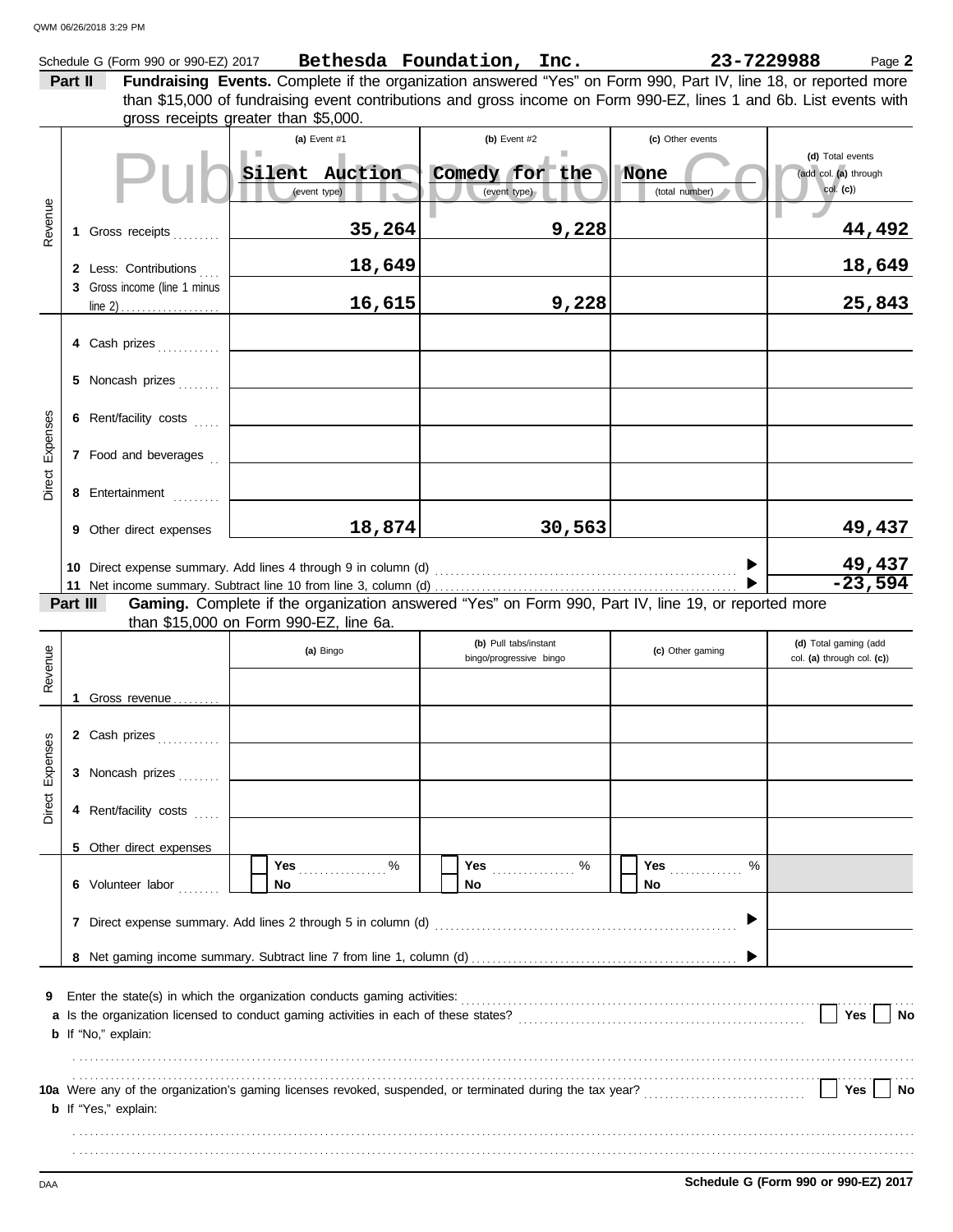Schedule G (Form 990 or 990-EZ) 2017 **Bethesda Foundation, Inc.** **23-7229988** Page **2**

**Part II** **Fundraising Events.** Complete if the organization answered "Yes" on Form 990, Part IV, line 18, or reported more than $15,000 of fundraising event contributions and gross income on Form 990-EZ, lines 1 and 6b. List events with gross receipts greater than $5,000.

Public Inspection Copy

| | | (a) Event #1 | (b) Event #2 | (c) Other events | (d) Total events (add col. (a) through col. (c)) |
|---|---|---|---|---|---|
| | | Silent Auction (event type) | Comedy for the (event type) | None (total number) | |
| Revenue | 1 Gross receipts | 35,264 | 9,228 | | 44,492 |
| | 2 Less: Contributions | 18,649 | | | 18,649 |
| | 3 Gross income (line 1 minus line 2) | 16,615 | 9,228 | | 25,843 |
| Direct Expenses | 4 Cash prizes | | | | |
| | 5 Noncash prizes | | | | |
| | 6 Rent/facility costs | | | | |
| | 7 Food and beverages | | | | |
| | 8 Entertainment | | | | |
| | 9 Other direct expenses | 18,874 | 30,563 | | 49,437 |
| | 10 Direct expense summary. Add lines 4 through 9 in column (d) | | | | 49,437 |
| | 11 Net income summary. Subtract line 10 from line 3, column (d) | | | | -23,594 |

**Part III** **Gaming.** Complete if the organization answered "Yes" on Form 990, Part IV, line 19, or reported more than $15,000 on Form 990-EZ, line 6a.

| | | (a) Bingo | (b) Pull tabs/instant bingo/progressive bingo | (c) Other gaming | (d) Total gaming (add col. (a) through col. (c)) |
|---|---|---|---|---|---|
| Revenue | 1 Gross revenue | | | | |
| Direct Expenses | 2 Cash prizes | | | | |
| | 3 Noncash prizes | | | | |
| | 4 Rent/facility costs | | | | |
| | 5 Other direct expenses | | | | |
| | 6 Volunteer labor | ☐ Yes ___ % ☐ No | ☐ Yes ___ % ☐ No | ☐ Yes ___ % ☐ No | |
| | 7 Direct expense summary. Add lines 2 through 5 in column (d) | | | | |
| | 8 Net gaming income summary. Subtract line 7 from line 1, column (d) | | | | |

**9** Enter the state(s) in which the organization conducts gaming activities:

**a** Is the organization licensed to conduct gaming activities in each of these states? ☐ Yes ☐ No

**b** If "No," explain:

**10a** Were any of the organization's gaming licenses revoked, suspended, or terminated during the tax year? ☐ Yes ☐ No

**b** If "Yes," explain:

**Schedule G (Form 990 or 990-EZ) 2017**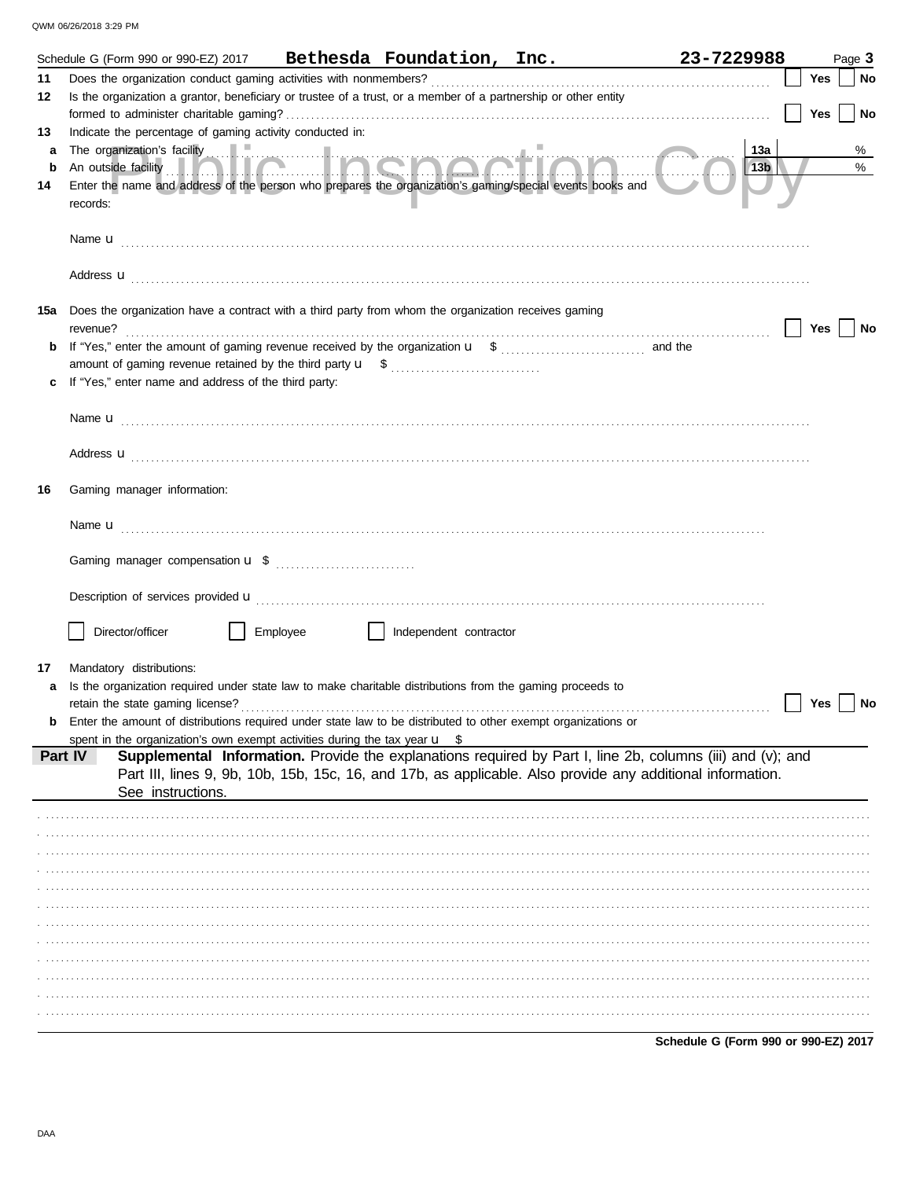QWM 06/26/2018 3:29 PM

Schedule G (Form 990 or 990-EZ) 2017 **Bethesda Foundation, Inc.** **23-7229988** Page **3**

Public Inspection Copy

**11** Does the organization conduct gaming activities with nonmembers? ☐ Yes ☐ No

**12** Is the organization a grantor, beneficiary or trustee of a trust, or a member of a partnership or other entity formed to administer charitable gaming? ☐ Yes ☐ No

**13** Indicate the percentage of gaming activity conducted in:

**a** The organization's facility **13a** %

**b** An outside facility **13b** %

**14** Enter the name and address of the person who prepares the organization's gaming/special events books and records:

Name u

Address u

**15a** Does the organization have a contract with a third party from whom the organization receives gaming revenue? ☐ Yes ☐ No

**b** If "Yes," enter the amount of gaming revenue received by the organization u $ and the amount of gaming revenue retained by the third party u $

**c** If "Yes," enter name and address of the third party:

Name u

Address u

**16** Gaming manager information:

Name u

Gaming manager compensation u $

Description of services provided u

☐ Director/officer ☐ Employee ☐ Independent contractor

**17** Mandatory distributions:

**a** Is the organization required under state law to make charitable distributions from the gaming proceeds to retain the state gaming license? ☐ Yes ☐ No

**b** Enter the amount of distributions required under state law to be distributed to other exempt organizations or spent in the organization's own exempt activities during the tax year u $

**Part IV** **Supplemental Information.** Provide the explanations required by Part I, line 2b, columns (iii) and (v); and Part III, lines 9, 9b, 10b, 15b, 15c, 16, and 17b, as applicable. Also provide any additional information. See instructions.

**Schedule G (Form 990 or 990-EZ) 2017**

DAA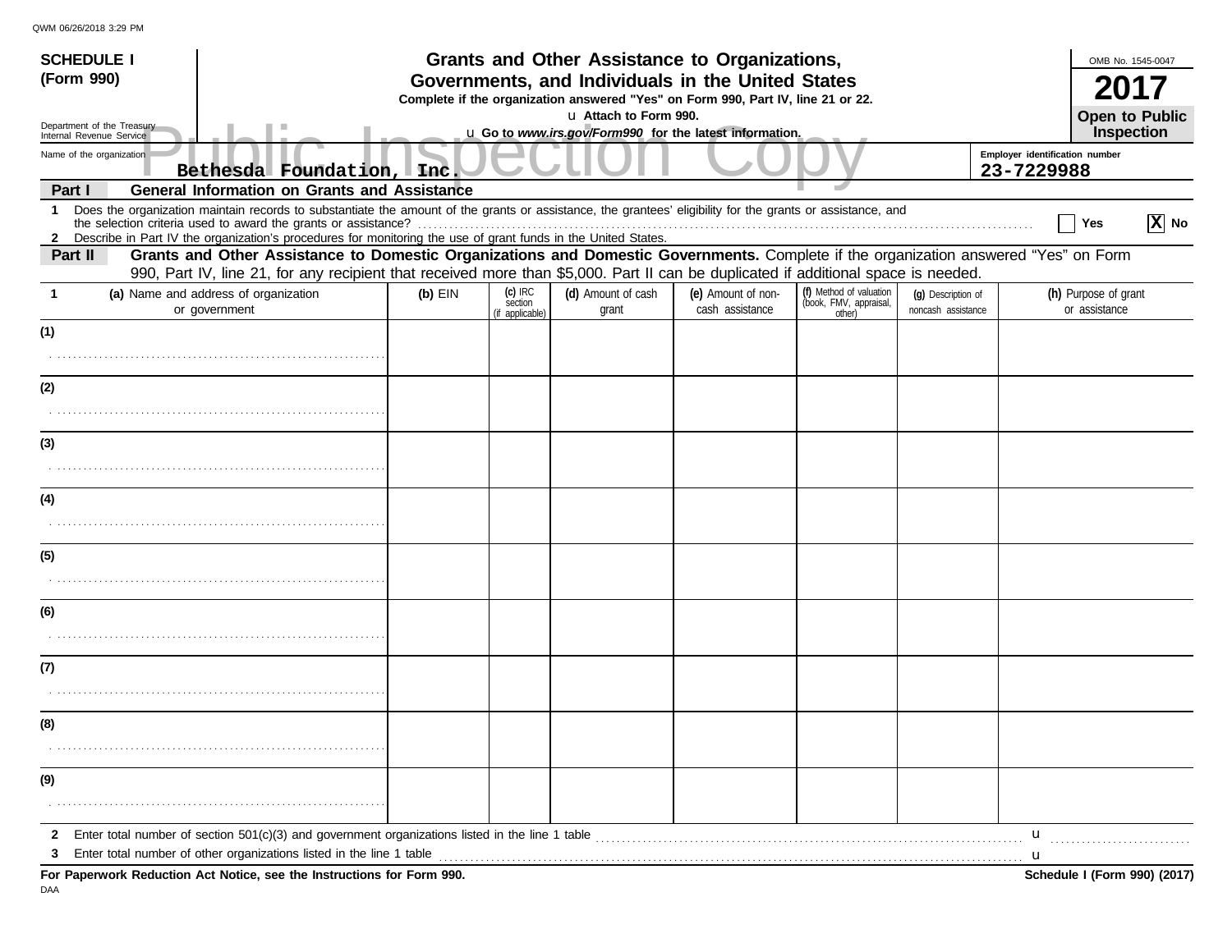QWM 06/26/2018 3:29 PM

**SCHEDULE I**
**(Form 990)**

Department of the Treasury
Internal Revenue Service

# Grants and Other Assistance to Organizations, Governments, and Individuals in the United States

**Complete if the organization answered "Yes" on Form 990, Part IV, line 21 or 22.**

u **Attach to Form 990.**

u **Go to *www.irs.gov/Form990* for the latest information.**

OMB No. 1545-0047

**2017**

**Open to Public Inspection**

Public Inspection Copy

Name of the organization: Bethesda Foundation, Inc.

Employer identification number: 23-7229988

**Part I — General Information on Grants and Assistance**

1 Does the organization maintain records to substantiate the amount of the grants or assistance, the grantees' eligibility for the grants or assistance, and the selection criteria used to award the grants or assistance? ☐ Yes ☒ No

2 Describe in Part IV the organization's procedures for monitoring the use of grant funds in the United States.

**Part II — Grants and Other Assistance to Domestic Organizations and Domestic Governments.** Complete if the organization answered "Yes" on Form 990, Part IV, line 21, for any recipient that received more than $5,000. Part II can be duplicated if additional space is needed.

| 1 | (a) Name and address of organization or government | (b) EIN | (c) IRC section (if applicable) | (d) Amount of cash grant | (e) Amount of non-cash assistance | (f) Method of valuation (book, FMV, appraisal, other) | (g) Description of noncash assistance | (h) Purpose of grant or assistance |
|---|---|---|---|---|---|---|---|---|
| (1) | | | | | | | | |
| (2) | | | | | | | | |
| (3) | | | | | | | | |
| (4) | | | | | | | | |
| (5) | | | | | | | | |
| (6) | | | | | | | | |
| (7) | | | | | | | | |
| (8) | | | | | | | | |
| (9) | | | | | | | | |

2 Enter total number of section 501(c)(3) and government organizations listed in the line 1 table u

3 Enter total number of other organizations listed in the line 1 table u

**For Paperwork Reduction Act Notice, see the Instructions for Form 990.**

**Schedule I (Form 990) (2017)**

DAA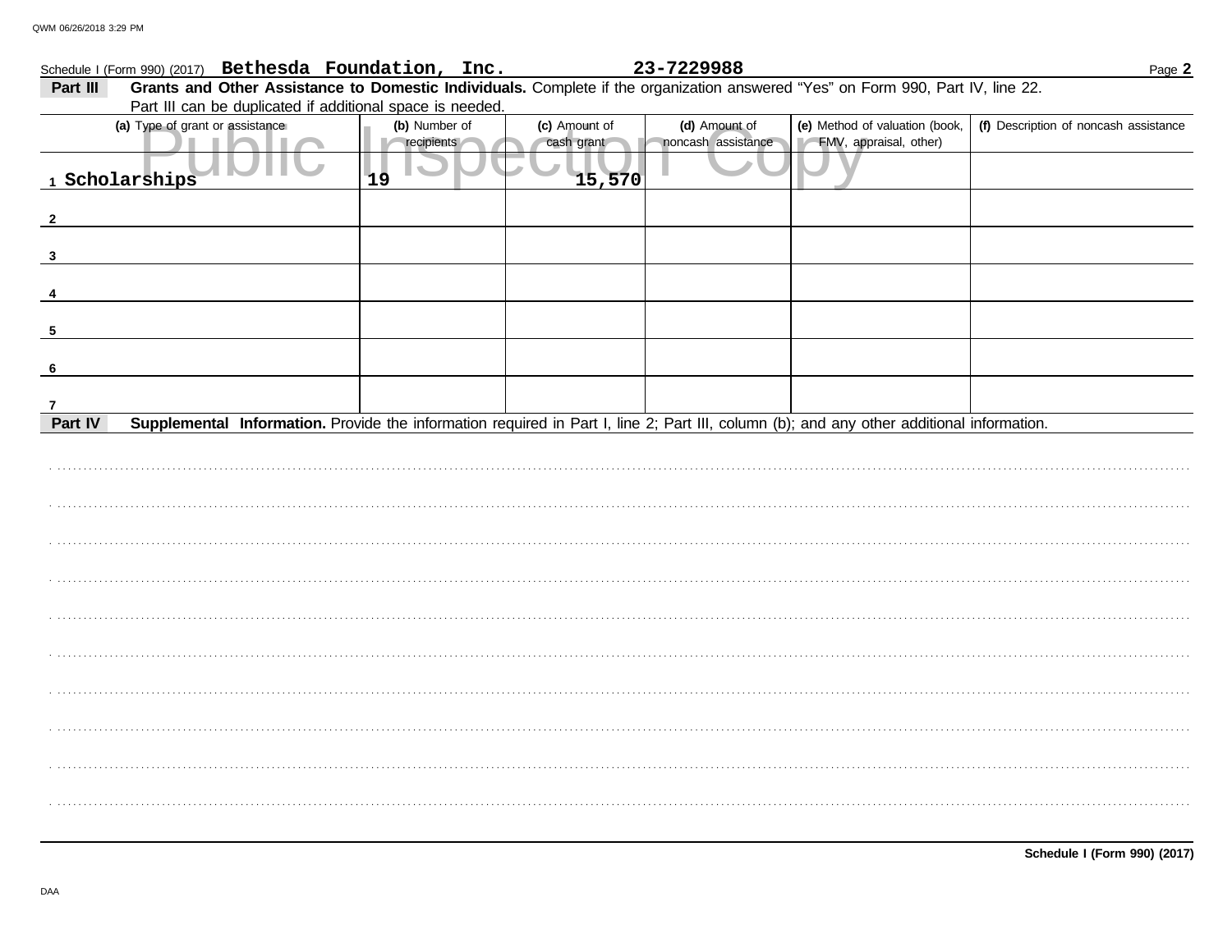Schedule I (Form 990) (2017) **Bethesda Foundation, Inc.** **23-7229988** Page **2**

## Part III Grants and Other Assistance to Domestic Individuals. 

Complete if the organization answered "Yes" on Form 990, Part IV, line 22. Part III can be duplicated if additional space is needed.

| (a) Type of grant or assistance | (b) Number of recipients | (c) Amount of cash grant | (d) Amount of noncash assistance | (e) Method of valuation (book, FMV, appraisal, other) | (f) Description of noncash assistance |
|---|---|---|---|---|---|
| 1 Scholarships | 19 | 15,570 | | | |
| 2 | | | | | |
| 3 | | | | | |
| 4 | | | | | |
| 5 | | | | | |
| 6 | | | | | |
| 7 | | | | | |

## Part IV Supplemental Information.

Provide the information required in Part I, line 2; Part III, column (b); and any other additional information.

**Schedule I (Form 990) (2017)**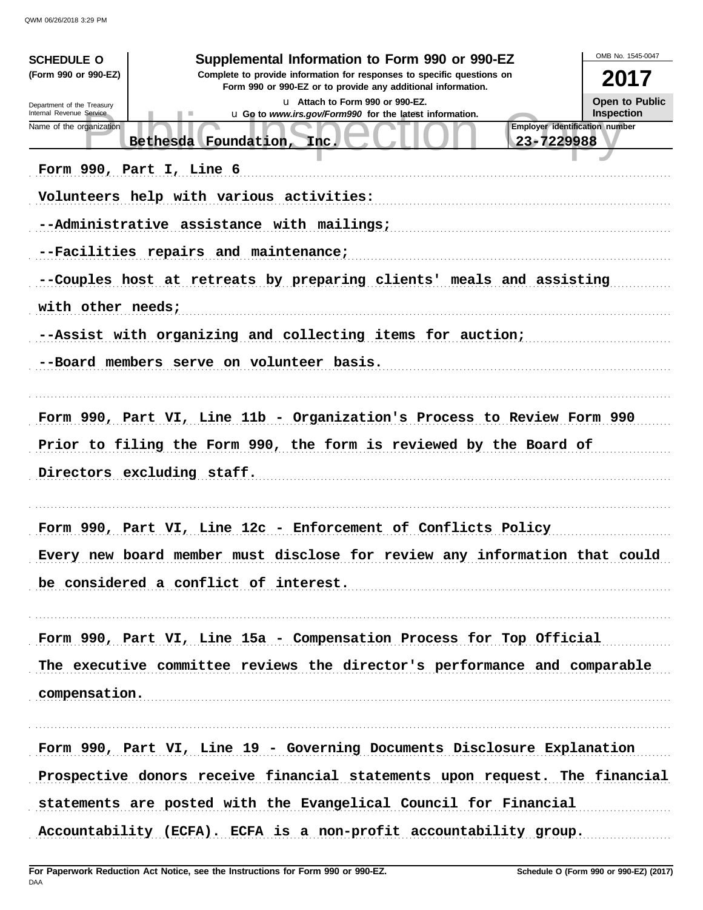**SCHEDULE O (Form 990 or 990-EZ)**

Department of the Treasury
Internal Revenue Service

# Supplemental Information to Form 990 or 990-EZ

**Complete to provide information for responses to specific questions on Form 990 or 990-EZ or to provide any additional information.**

u Attach to Form 990 or 990-EZ.

u Go to *www.irs.gov/Form990* for the latest information.

OMB No. 1545-0047

**2017**

**Open to Public Inspection**

| Name of the organization | Employer identification number |
| --- | --- |
| Bethesda Foundation, Inc. | 23-7229988 |

Form 990, Part I, Line 6

Volunteers help with various activities:

--Administrative assistance with mailings;

--Facilities repairs and maintenance;

--Couples host at retreats by preparing clients' meals and assisting with other needs;

--Assist with organizing and collecting items for auction;

--Board members serve on volunteer basis.

Form 990, Part VI, Line 11b - Organization's Process to Review Form 990

Prior to filing the Form 990, the form is reviewed by the Board of Directors excluding staff.

Form 990, Part VI, Line 12c - Enforcement of Conflicts Policy

Every new board member must disclose for review any information that could be considered a conflict of interest.

Form 990, Part VI, Line 15a - Compensation Process for Top Official

The executive committee reviews the director's performance and comparable compensation.

Form 990, Part VI, Line 19 - Governing Documents Disclosure Explanation

Prospective donors receive financial statements upon request. The financial statements are posted with the Evangelical Council for Financial Accountability (ECFA). ECFA is a non-profit accountability group.

**For Paperwork Reduction Act Notice, see the Instructions for Form 990 or 990-EZ.**

**Schedule O (Form 990 or 990-EZ) (2017)**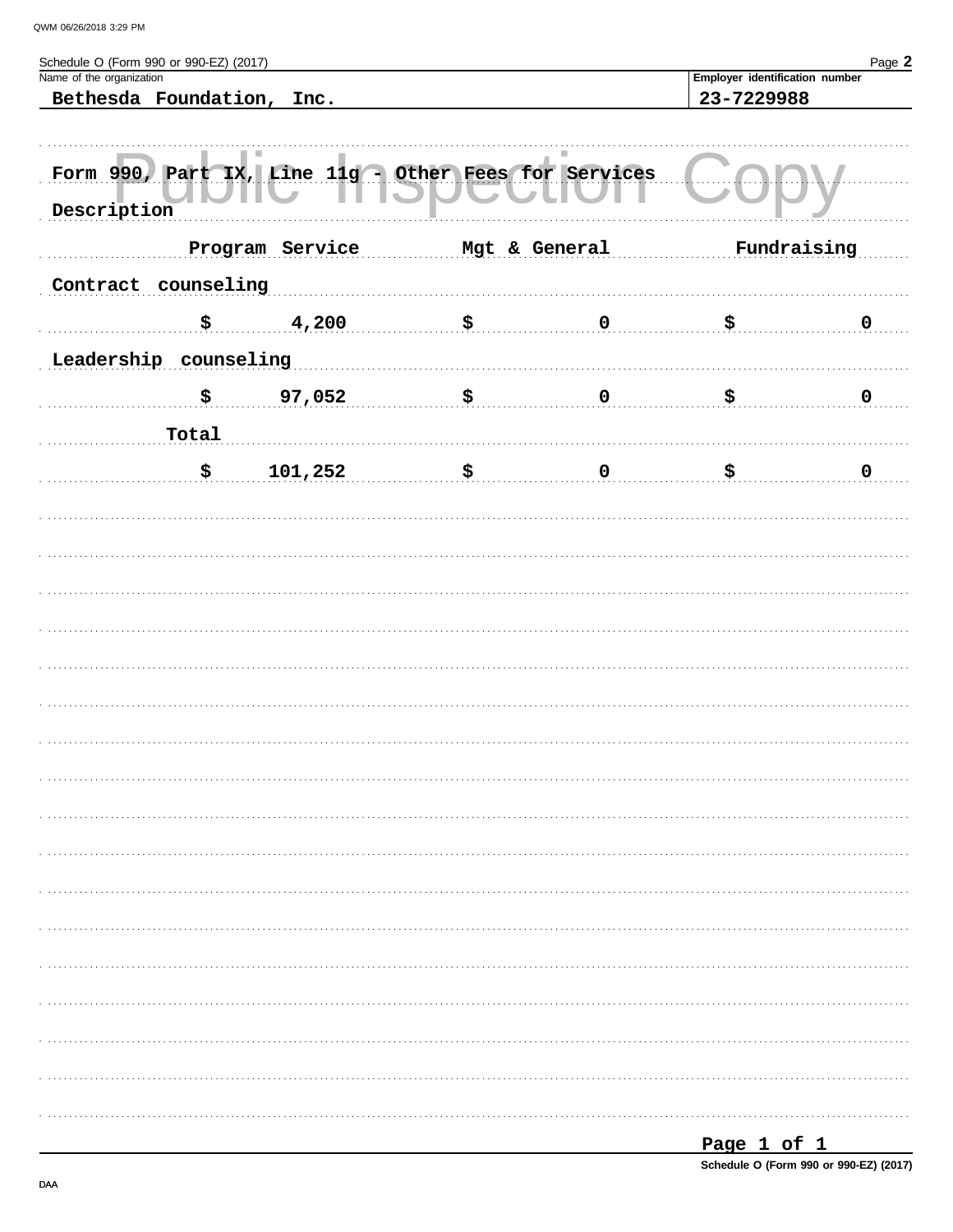Schedule O (Form 990 or 990-EZ) (2017)

Name of the organization: Bethesda Foundation, Inc.

Employer identification number: 23-7229988

Form 990, Part IX, Line 11g - Other Fees for Services

| Description | Program Service | Mgt & General | Fundraising |
|---|---|---|---|
| Contract counseling | $ 4,200 | $ 0 | $ 0 |
| Leadership counseling | $ 97,052 | $ 0 | $ 0 |
| Total | $ 101,252 | $ 0 | $ 0 |

Schedule O (Form 990 or 990-EZ) (2017)